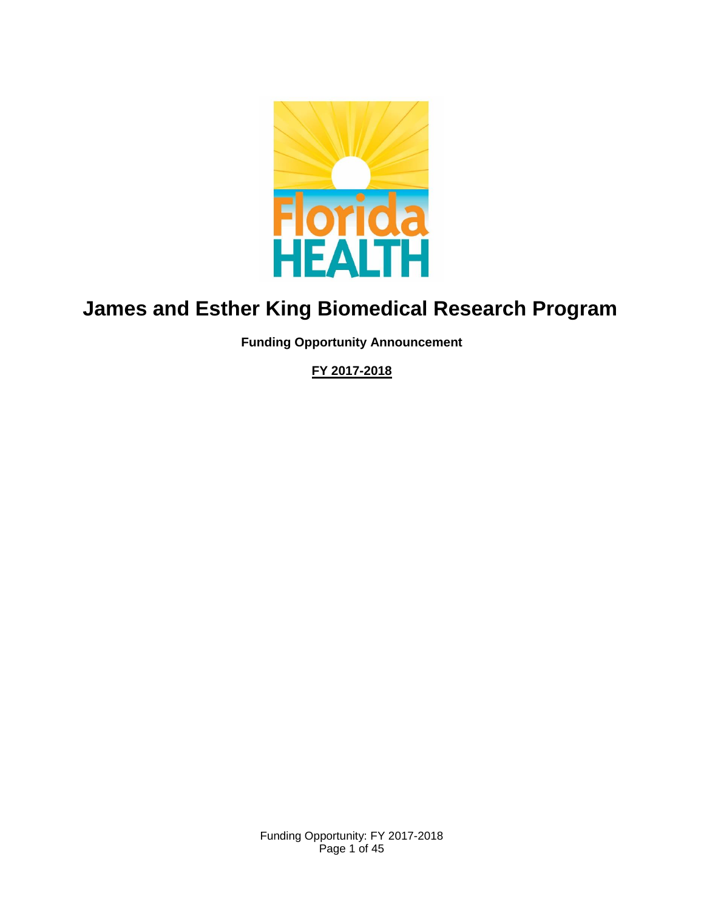# James and Esther King Biomedical Research Program

**Funding Opportunity Announcement**

**FY 2017-2018**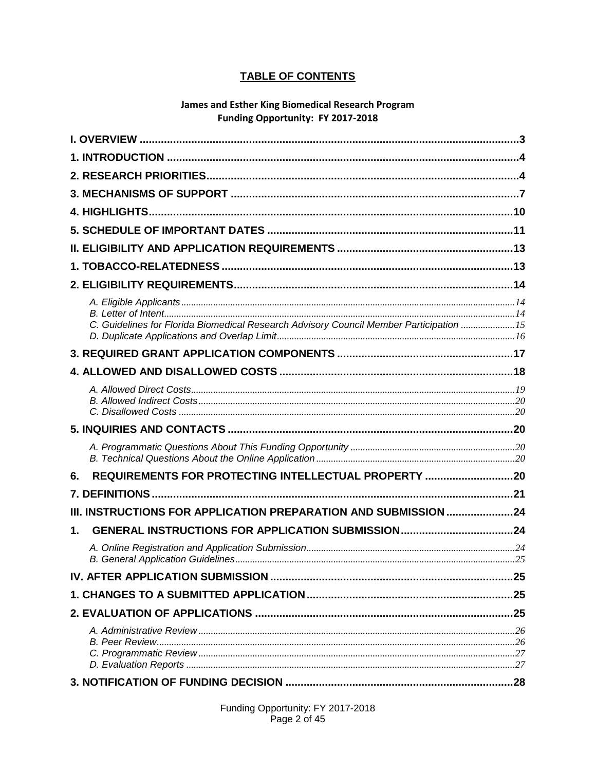# TABLE OF CONTENTS

**James and Esther King Biomedical Research Program**
**Funding Opportunity: FY 2017-2018**

**I. OVERVIEW** ............................................................ 3

**1. INTRODUCTION** ............................................................ 4

**2. RESEARCH PRIORITIES** ............................................................ 4

**3. MECHANISMS OF SUPPORT** ............................................................ 7

**4. HIGHLIGHTS** ............................................................ 10

**5. SCHEDULE OF IMPORTANT DATES** ............................................................ 11

**II. ELIGIBILITY AND APPLICATION REQUIREMENTS** ............................................................ 13

**1. TOBACCO-RELATEDNESS** ............................................................ 13

**2. ELIGIBILITY REQUIREMENTS** ............................................................ 14

*A. Eligible Applicants* ............................................................ 14
*B. Letter of Intent* ............................................................ 14
*C. Guidelines for Florida Biomedical Research Advisory Council Member Participation* ............................................................ 15
*D. Duplicate Applications and Overlap Limit* ............................................................ 16

**3. REQUIRED GRANT APPLICATION COMPONENTS** ............................................................ 17

**4. ALLOWED AND DISALLOWED COSTS** ............................................................ 18

*A. Allowed Direct Costs* ............................................................ 19
*B. Allowed Indirect Costs* ............................................................ 20
*C. Disallowed Costs* ............................................................ 20

**5. INQUIRIES AND CONTACTS** ............................................................ 20

*A. Programmatic Questions About This Funding Opportunity* ............................................................ 20
*B. Technical Questions About the Online Application* ............................................................ 20

**6. REQUIREMENTS FOR PROTECTING INTELLECTUAL PROPERTY** ............................................................ 20

**7. DEFINITIONS** ............................................................ 21

**III. INSTRUCTIONS FOR APPLICATION PREPARATION AND SUBMISSION** ............................................................ 24

**1. GENERAL INSTRUCTIONS FOR APPLICATION SUBMISSION** ............................................................ 24

*A. Online Registration and Application Submission* ............................................................ 24
*B. General Application Guidelines* ............................................................ 25

**IV. AFTER APPLICATION SUBMISSION** ............................................................ 25

**1. CHANGES TO A SUBMITTED APPLICATION** ............................................................ 25

**2. EVALUATION OF APPLICATIONS** ............................................................ 25

*A. Administrative Review* ............................................................ 26
*B. Peer Review* ............................................................ 26
*C. Programmatic Review* ............................................................ 27
*D. Evaluation Reports* ............................................................ 27

**3. NOTIFICATION OF FUNDING DECISION** ............................................................ 28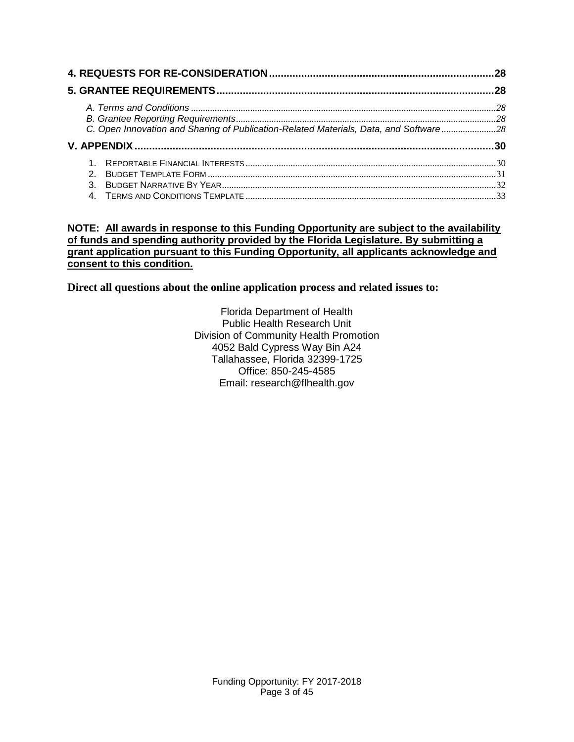**4. REQUESTS FOR RE-CONSIDERATION ........................................................................... 28**

**5. GRANTEE REQUIREMENTS ........................................................................................... 28**

*A. Terms and Conditions ........................................................................................................ 28*
*B. Grantee Reporting Requirements ....................................................................................... 28*
*C. Open Innovation and Sharing of Publication-Related Materials, Data, and Software ............. 28*

**V. APPENDIX ...................................................................................................................... 30**

1. Reportable Financial Interests ............................................................................................. 30
2. Budget Template Form ........................................................................................................ 31
3. Budget Narrative By Year .................................................................................................... 32
4. Terms and Conditions Template .......................................................................................... 33

**NOTE: <u>All awards in response to this Funding Opportunity are subject to the availability of funds and spending authority provided by the Florida Legislature. By submitting a grant application pursuant to this Funding Opportunity, all applicants acknowledge and consent to this condition.</u>**

**Direct all questions about the online application process and related issues to:**

Florida Department of Health
Public Health Research Unit
Division of Community Health Promotion
4052 Bald Cypress Way Bin A24
Tallahassee, Florida 32399-1725
Office: 850-245-4585
Email: research@flhealth.gov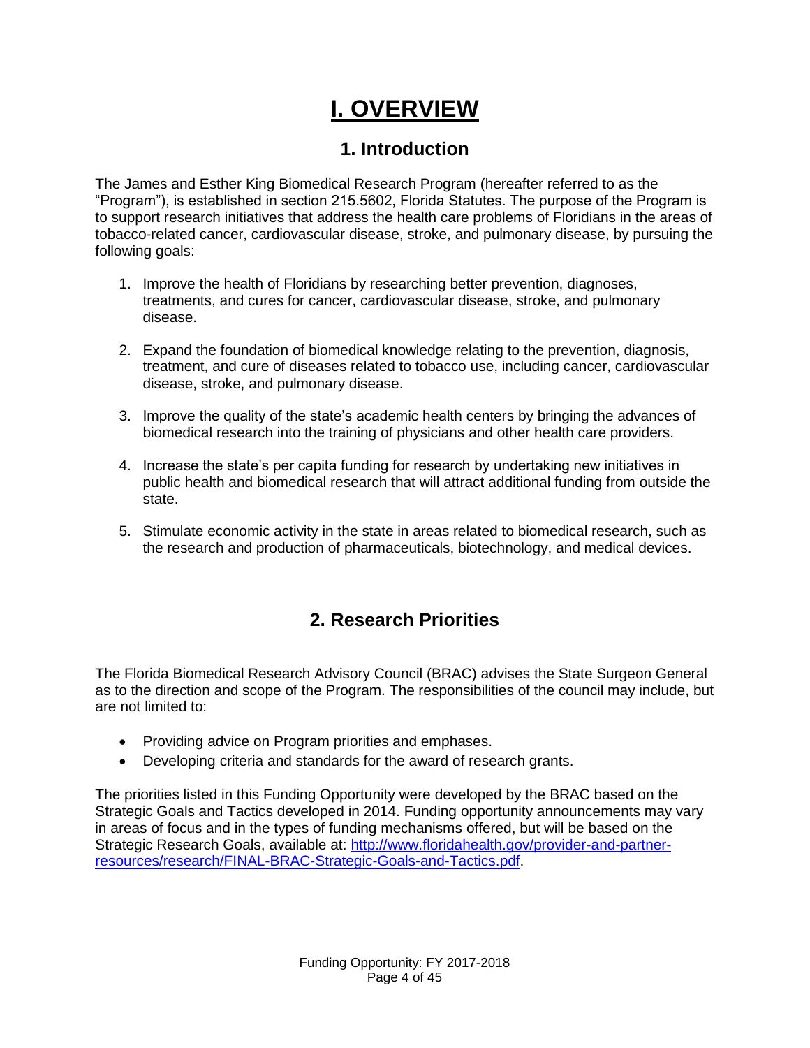# I. OVERVIEW

## 1. Introduction

The James and Esther King Biomedical Research Program (hereafter referred to as the "Program"), is established in section 215.5602, Florida Statutes. The purpose of the Program is to support research initiatives that address the health care problems of Floridians in the areas of tobacco-related cancer, cardiovascular disease, stroke, and pulmonary disease, by pursuing the following goals:

1. Improve the health of Floridians by researching better prevention, diagnoses, treatments, and cures for cancer, cardiovascular disease, stroke, and pulmonary disease.

2. Expand the foundation of biomedical knowledge relating to the prevention, diagnosis, treatment, and cure of diseases related to tobacco use, including cancer, cardiovascular disease, stroke, and pulmonary disease.

3. Improve the quality of the state's academic health centers by bringing the advances of biomedical research into the training of physicians and other health care providers.

4. Increase the state's per capita funding for research by undertaking new initiatives in public health and biomedical research that will attract additional funding from outside the state.

5. Stimulate economic activity in the state in areas related to biomedical research, such as the research and production of pharmaceuticals, biotechnology, and medical devices.

## 2. Research Priorities

The Florida Biomedical Research Advisory Council (BRAC) advises the State Surgeon General as to the direction and scope of the Program. The responsibilities of the council may include, but are not limited to:

- Providing advice on Program priorities and emphases.
- Developing criteria and standards for the award of research grants.

The priorities listed in this Funding Opportunity were developed by the BRAC based on the Strategic Goals and Tactics developed in 2014. Funding opportunity announcements may vary in areas of focus and in the types of funding mechanisms offered, but will be based on the Strategic Research Goals, available at: [http://www.floridahealth.gov/provider-and-partner-resources/research/FINAL-BRAC-Strategic-Goals-and-Tactics.pdf](http://www.floridahealth.gov/provider-and-partner-resources/research/FINAL-BRAC-Strategic-Goals-and-Tactics.pdf).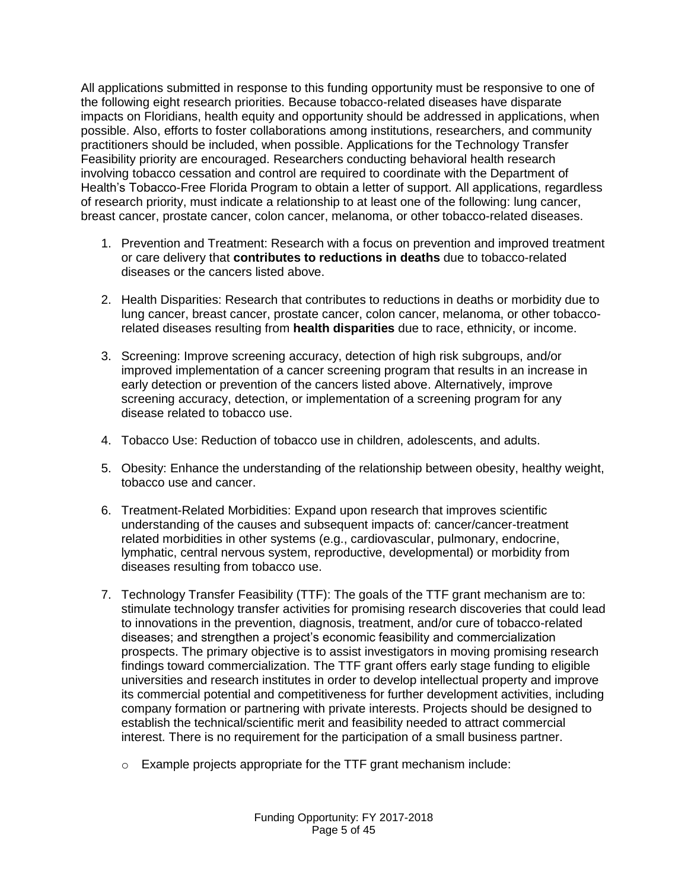All applications submitted in response to this funding opportunity must be responsive to one of the following eight research priorities. Because tobacco-related diseases have disparate impacts on Floridians, health equity and opportunity should be addressed in applications, when possible. Also, efforts to foster collaborations among institutions, researchers, and community practitioners should be included, when possible. Applications for the Technology Transfer Feasibility priority are encouraged. Researchers conducting behavioral health research involving tobacco cessation and control are required to coordinate with the Department of Health's Tobacco-Free Florida Program to obtain a letter of support. All applications, regardless of research priority, must indicate a relationship to at least one of the following: lung cancer, breast cancer, prostate cancer, colon cancer, melanoma, or other tobacco-related diseases.

1. Prevention and Treatment: Research with a focus on prevention and improved treatment or care delivery that **contributes to reductions in deaths** due to tobacco-related diseases or the cancers listed above.

2. Health Disparities: Research that contributes to reductions in deaths or morbidity due to lung cancer, breast cancer, prostate cancer, colon cancer, melanoma, or other tobacco-related diseases resulting from **health disparities** due to race, ethnicity, or income.

3. Screening: Improve screening accuracy, detection of high risk subgroups, and/or improved implementation of a cancer screening program that results in an increase in early detection or prevention of the cancers listed above. Alternatively, improve screening accuracy, detection, or implementation of a screening program for any disease related to tobacco use.

4. Tobacco Use: Reduction of tobacco use in children, adolescents, and adults.

5. Obesity: Enhance the understanding of the relationship between obesity, healthy weight, tobacco use and cancer.

6. Treatment-Related Morbidities: Expand upon research that improves scientific understanding of the causes and subsequent impacts of: cancer/cancer-treatment related morbidities in other systems (e.g., cardiovascular, pulmonary, endocrine, lymphatic, central nervous system, reproductive, developmental) or morbidity from diseases resulting from tobacco use.

7. Technology Transfer Feasibility (TTF): The goals of the TTF grant mechanism are to: stimulate technology transfer activities for promising research discoveries that could lead to innovations in the prevention, diagnosis, treatment, and/or cure of tobacco-related diseases; and strengthen a project's economic feasibility and commercialization prospects. The primary objective is to assist investigators in moving promising research findings toward commercialization. The TTF grant offers early stage funding to eligible universities and research institutes in order to develop intellectual property and improve its commercial potential and competitiveness for further development activities, including company formation or partnering with private interests. Projects should be designed to establish the technical/scientific merit and feasibility needed to attract commercial interest. There is no requirement for the participation of a small business partner.

   - Example projects appropriate for the TTF grant mechanism include: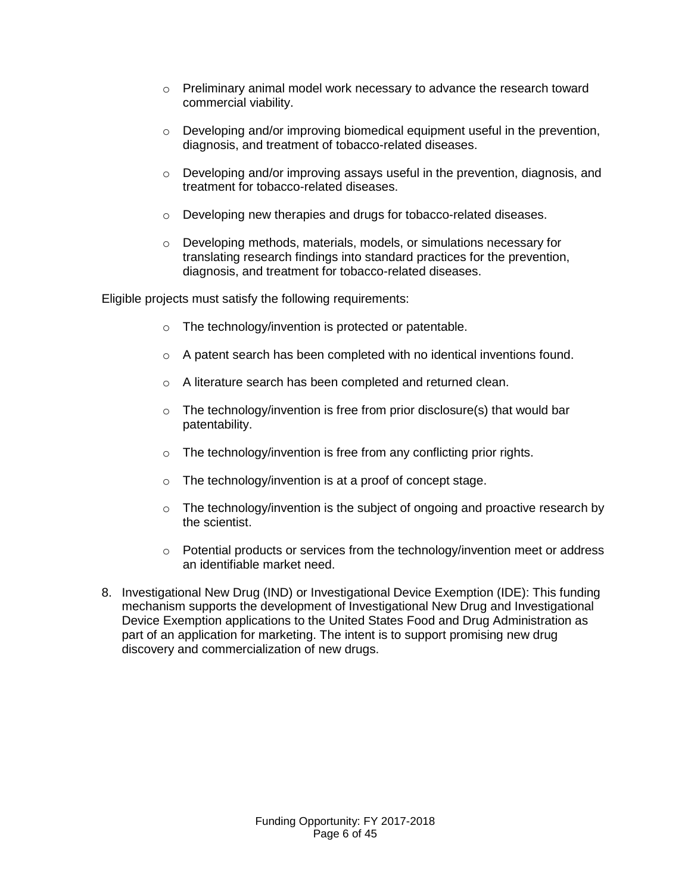- Preliminary animal model work necessary to advance the research toward commercial viability.

- Developing and/or improving biomedical equipment useful in the prevention, diagnosis, and treatment of tobacco-related diseases.

- Developing and/or improving assays useful in the prevention, diagnosis, and treatment for tobacco-related diseases.

- Developing new therapies and drugs for tobacco-related diseases.

- Developing methods, materials, models, or simulations necessary for translating research findings into standard practices for the prevention, diagnosis, and treatment for tobacco-related diseases.

Eligible projects must satisfy the following requirements:

- The technology/invention is protected or patentable.

- A patent search has been completed with no identical inventions found.

- A literature search has been completed and returned clean.

- The technology/invention is free from prior disclosure(s) that would bar patentability.

- The technology/invention is free from any conflicting prior rights.

- The technology/invention is at a proof of concept stage.

- The technology/invention is the subject of ongoing and proactive research by the scientist.

- Potential products or services from the technology/invention meet or address an identifiable market need.

8. Investigational New Drug (IND) or Investigational Device Exemption (IDE): This funding mechanism supports the development of Investigational New Drug and Investigational Device Exemption applications to the United States Food and Drug Administration as part of an application for marketing. The intent is to support promising new drug discovery and commercialization of new drugs.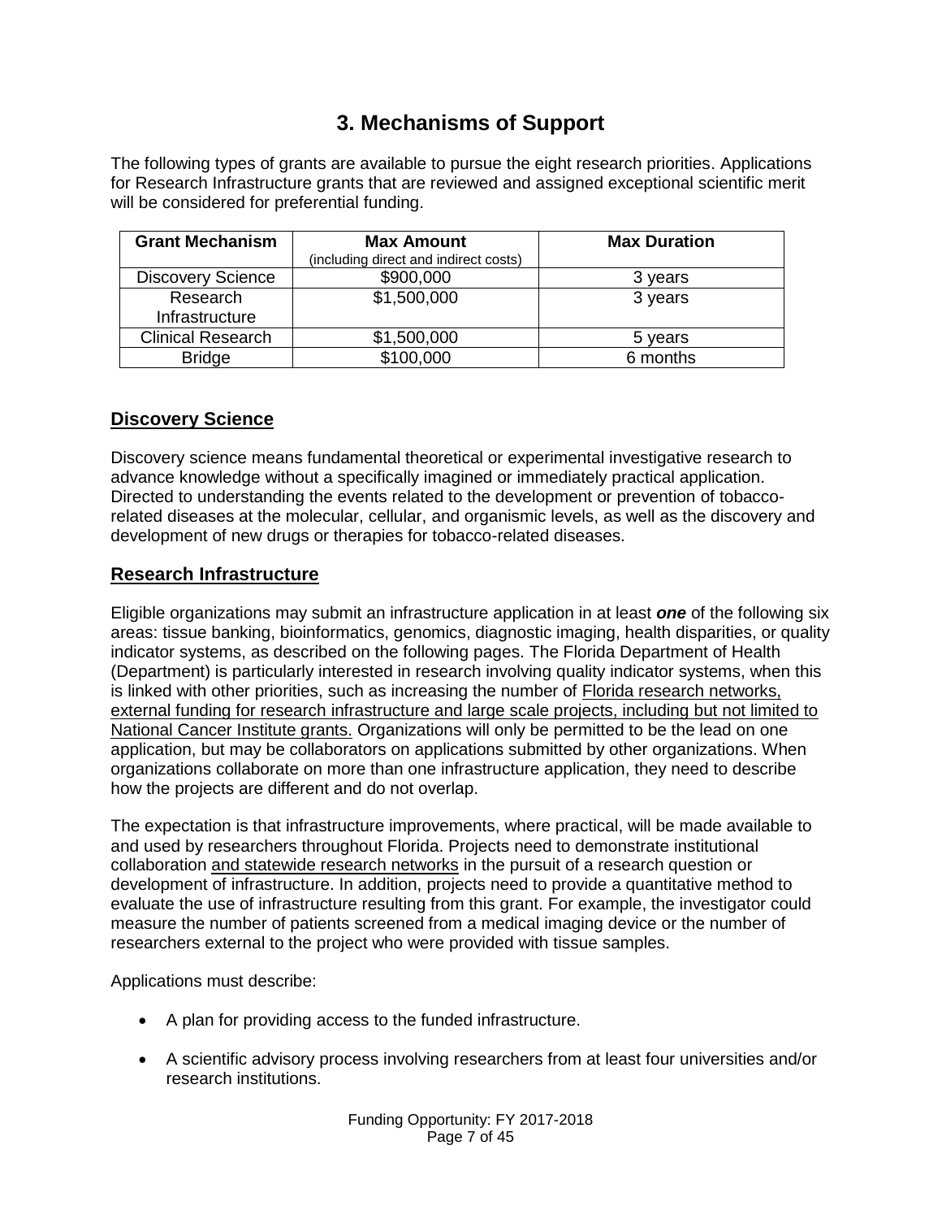## 3. Mechanisms of Support

The following types of grants are available to pursue the eight research priorities. Applications for Research Infrastructure grants that are reviewed and assigned exceptional scientific merit will be considered for preferential funding.

| Grant Mechanism | Max Amount (including direct and indirect costs) | Max Duration |
| --- | --- | --- |
| Discovery Science | $900,000 | 3 years |
| Research Infrastructure | $1,500,000 | 3 years |
| Clinical Research | $1,500,000 | 5 years |
| Bridge | $100,000 | 6 months |

### Discovery Science

Discovery science means fundamental theoretical or experimental investigative research to advance knowledge without a specifically imagined or immediately practical application. Directed to understanding the events related to the development or prevention of tobacco-related diseases at the molecular, cellular, and organismic levels, as well as the discovery and development of new drugs or therapies for tobacco-related diseases.

### Research Infrastructure

Eligible organizations may submit an infrastructure application in at least ***one*** of the following six areas: tissue banking, bioinformatics, genomics, diagnostic imaging, health disparities, or quality indicator systems, as described on the following pages. The Florida Department of Health (Department) is particularly interested in research involving quality indicator systems, when this is linked with other priorities, such as increasing the number of Florida research networks, external funding for research infrastructure and large scale projects, including but not limited to National Cancer Institute grants. Organizations will only be permitted to be the lead on one application, but may be collaborators on applications submitted by other organizations. When organizations collaborate on more than one infrastructure application, they need to describe how the projects are different and do not overlap.

The expectation is that infrastructure improvements, where practical, will be made available to and used by researchers throughout Florida. Projects need to demonstrate institutional collaboration and statewide research networks in the pursuit of a research question or development of infrastructure. In addition, projects need to provide a quantitative method to evaluate the use of infrastructure resulting from this grant. For example, the investigator could measure the number of patients screened from a medical imaging device or the number of researchers external to the project who were provided with tissue samples.

Applications must describe:

- A plan for providing access to the funded infrastructure.
- A scientific advisory process involving researchers from at least four universities and/or research institutions.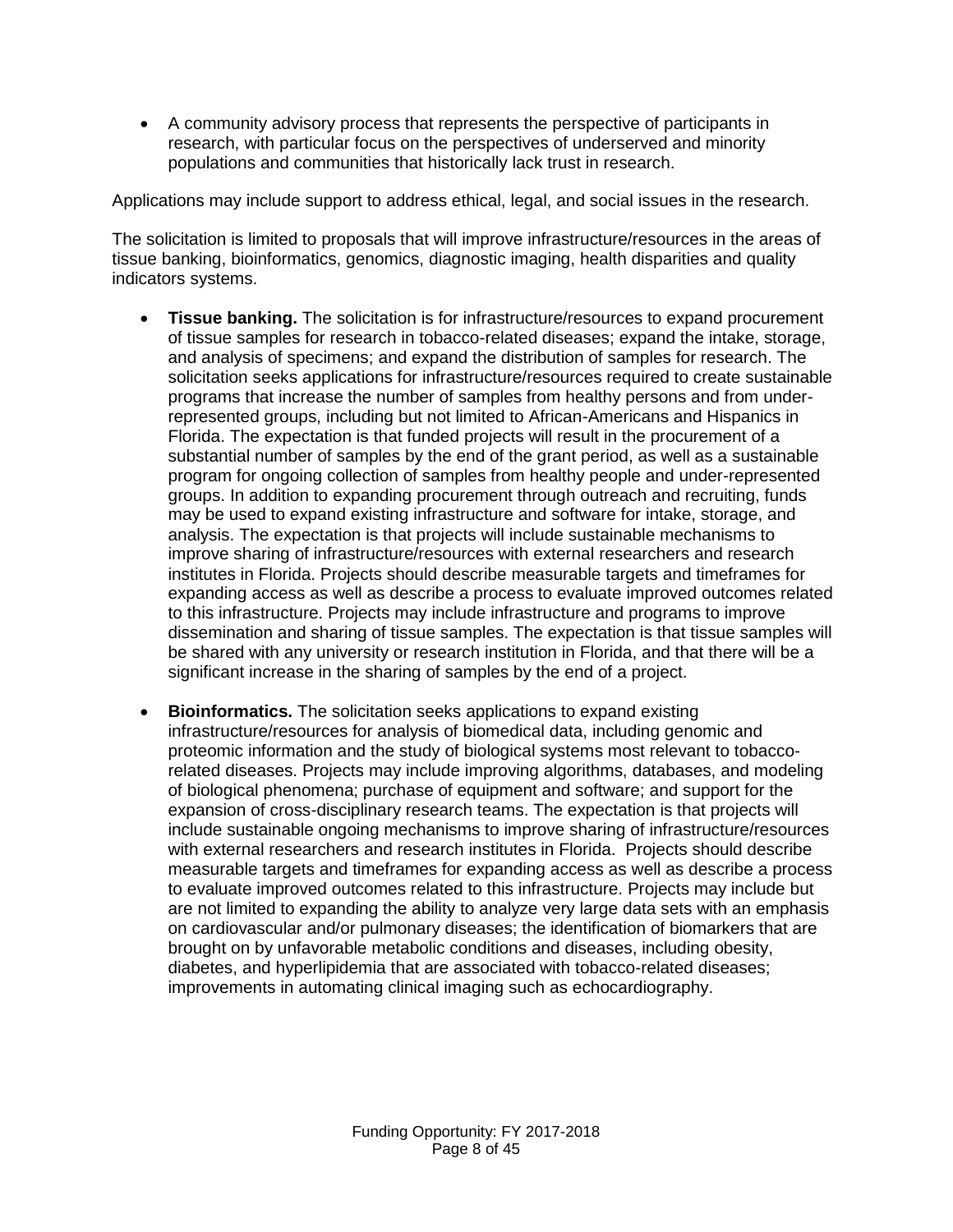- A community advisory process that represents the perspective of participants in research, with particular focus on the perspectives of underserved and minority populations and communities that historically lack trust in research.

Applications may include support to address ethical, legal, and social issues in the research.

The solicitation is limited to proposals that will improve infrastructure/resources in the areas of tissue banking, bioinformatics, genomics, diagnostic imaging, health disparities and quality indicators systems.

- **Tissue banking.** The solicitation is for infrastructure/resources to expand procurement of tissue samples for research in tobacco-related diseases; expand the intake, storage, and analysis of specimens; and expand the distribution of samples for research. The solicitation seeks applications for infrastructure/resources required to create sustainable programs that increase the number of samples from healthy persons and from under-represented groups, including but not limited to African-Americans and Hispanics in Florida. The expectation is that funded projects will result in the procurement of a substantial number of samples by the end of the grant period, as well as a sustainable program for ongoing collection of samples from healthy people and under-represented groups. In addition to expanding procurement through outreach and recruiting, funds may be used to expand existing infrastructure and software for intake, storage, and analysis. The expectation is that projects will include sustainable mechanisms to improve sharing of infrastructure/resources with external researchers and research institutes in Florida. Projects should describe measurable targets and timeframes for expanding access as well as describe a process to evaluate improved outcomes related to this infrastructure. Projects may include infrastructure and programs to improve dissemination and sharing of tissue samples. The expectation is that tissue samples will be shared with any university or research institution in Florida, and that there will be a significant increase in the sharing of samples by the end of a project.

- **Bioinformatics.** The solicitation seeks applications to expand existing infrastructure/resources for analysis of biomedical data, including genomic and proteomic information and the study of biological systems most relevant to tobacco-related diseases. Projects may include improving algorithms, databases, and modeling of biological phenomena; purchase of equipment and software; and support for the expansion of cross-disciplinary research teams. The expectation is that projects will include sustainable ongoing mechanisms to improve sharing of infrastructure/resources with external researchers and research institutes in Florida. Projects should describe measurable targets and timeframes for expanding access as well as describe a process to evaluate improved outcomes related to this infrastructure. Projects may include but are not limited to expanding the ability to analyze very large data sets with an emphasis on cardiovascular and/or pulmonary diseases; the identification of biomarkers that are brought on by unfavorable metabolic conditions and diseases, including obesity, diabetes, and hyperlipidemia that are associated with tobacco-related diseases; improvements in automating clinical imaging such as echocardiography.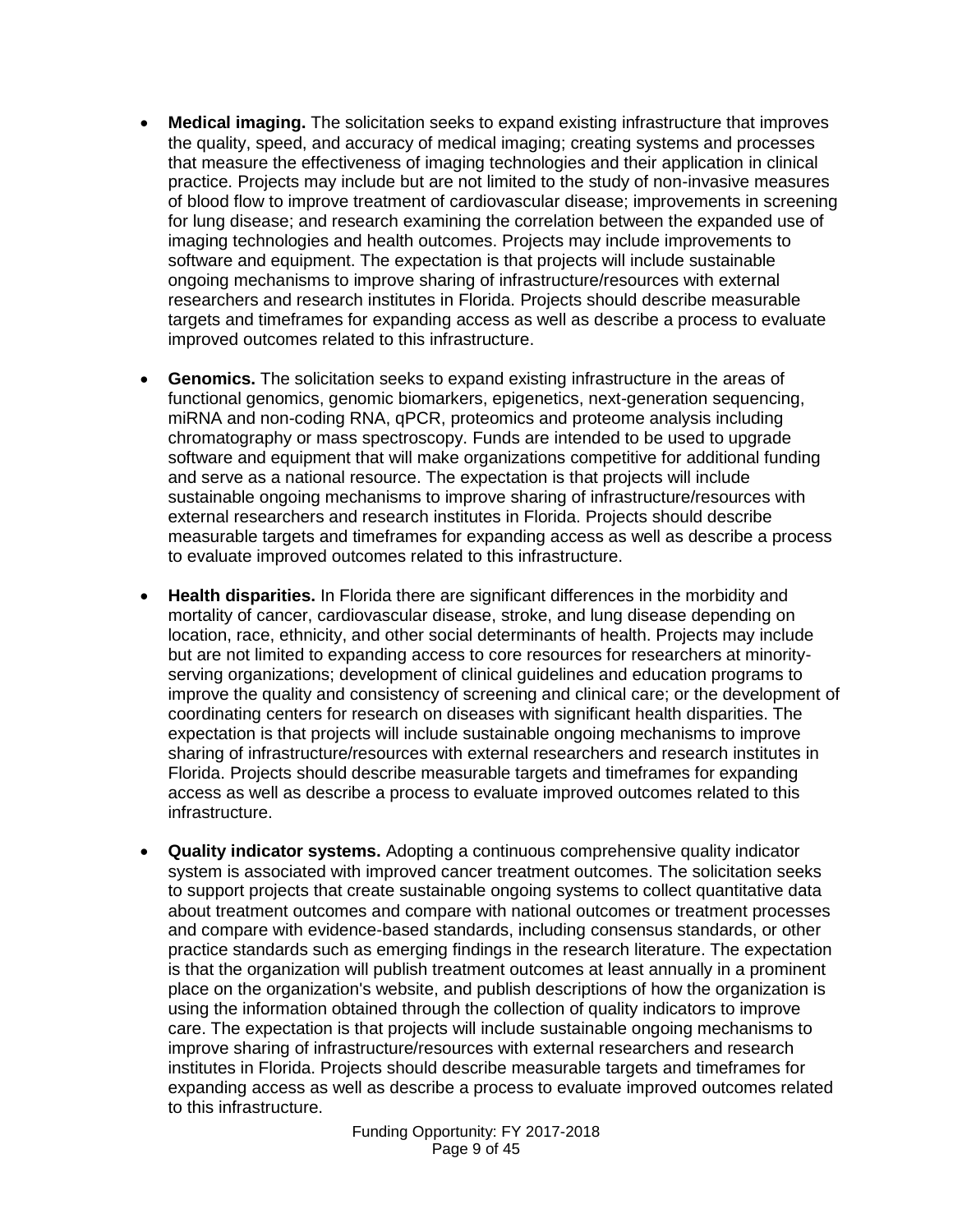- **Medical imaging.** The solicitation seeks to expand existing infrastructure that improves the quality, speed, and accuracy of medical imaging; creating systems and processes that measure the effectiveness of imaging technologies and their application in clinical practice. Projects may include but are not limited to the study of non-invasive measures of blood flow to improve treatment of cardiovascular disease; improvements in screening for lung disease; and research examining the correlation between the expanded use of imaging technologies and health outcomes. Projects may include improvements to software and equipment. The expectation is that projects will include sustainable ongoing mechanisms to improve sharing of infrastructure/resources with external researchers and research institutes in Florida. Projects should describe measurable targets and timeframes for expanding access as well as describe a process to evaluate improved outcomes related to this infrastructure.

- **Genomics.** The solicitation seeks to expand existing infrastructure in the areas of functional genomics, genomic biomarkers, epigenetics, next-generation sequencing, miRNA and non-coding RNA, qPCR, proteomics and proteome analysis including chromatography or mass spectroscopy. Funds are intended to be used to upgrade software and equipment that will make organizations competitive for additional funding and serve as a national resource. The expectation is that projects will include sustainable ongoing mechanisms to improve sharing of infrastructure/resources with external researchers and research institutes in Florida. Projects should describe measurable targets and timeframes for expanding access as well as describe a process to evaluate improved outcomes related to this infrastructure.

- **Health disparities.** In Florida there are significant differences in the morbidity and mortality of cancer, cardiovascular disease, stroke, and lung disease depending on location, race, ethnicity, and other social determinants of health. Projects may include but are not limited to expanding access to core resources for researchers at minority-serving organizations; development of clinical guidelines and education programs to improve the quality and consistency of screening and clinical care; or the development of coordinating centers for research on diseases with significant health disparities. The expectation is that projects will include sustainable ongoing mechanisms to improve sharing of infrastructure/resources with external researchers and research institutes in Florida. Projects should describe measurable targets and timeframes for expanding access as well as describe a process to evaluate improved outcomes related to this infrastructure.

- **Quality indicator systems.** Adopting a continuous comprehensive quality indicator system is associated with improved cancer treatment outcomes. The solicitation seeks to support projects that create sustainable ongoing systems to collect quantitative data about treatment outcomes and compare with national outcomes or treatment processes and compare with evidence-based standards, including consensus standards, or other practice standards such as emerging findings in the research literature. The expectation is that the organization will publish treatment outcomes at least annually in a prominent place on the organization's website, and publish descriptions of how the organization is using the information obtained through the collection of quality indicators to improve care. The expectation is that projects will include sustainable ongoing mechanisms to improve sharing of infrastructure/resources with external researchers and research institutes in Florida. Projects should describe measurable targets and timeframes for expanding access as well as describe a process to evaluate improved outcomes related to this infrastructure.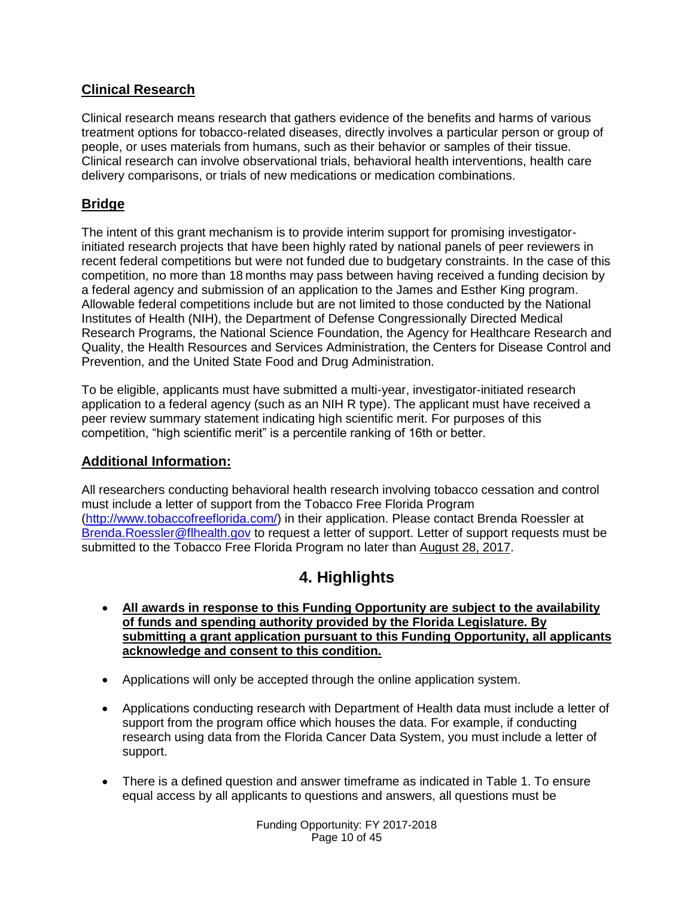### Clinical Research

Clinical research means research that gathers evidence of the benefits and harms of various treatment options for tobacco-related diseases, directly involves a particular person or group of people, or uses materials from humans, such as their behavior or samples of their tissue. Clinical research can involve observational trials, behavioral health interventions, health care delivery comparisons, or trials of new medications or medication combinations.

### Bridge

The intent of this grant mechanism is to provide interim support for promising investigator-initiated research projects that have been highly rated by national panels of peer reviewers in recent federal competitions but were not funded due to budgetary constraints. In the case of this competition, no more than 18 months may pass between having received a funding decision by a federal agency and submission of an application to the James and Esther King program. Allowable federal competitions include but are not limited to those conducted by the National Institutes of Health (NIH), the Department of Defense Congressionally Directed Medical Research Programs, the National Science Foundation, the Agency for Healthcare Research and Quality, the Health Resources and Services Administration, the Centers for Disease Control and Prevention, and the United State Food and Drug Administration.

To be eligible, applicants must have submitted a multi-year, investigator-initiated research application to a federal agency (such as an NIH R type). The applicant must have received a peer review summary statement indicating high scientific merit. For purposes of this competition, "high scientific merit" is a percentile ranking of 16th or better.

### Additional Information:

All researchers conducting behavioral health research involving tobacco cessation and control must include a letter of support from the Tobacco Free Florida Program (http://www.tobaccofreeflorida.com/) in their application. Please contact Brenda Roessler at Brenda.Roessler@flhealth.gov to request a letter of support. Letter of support requests must be submitted to the Tobacco Free Florida Program no later than August 28, 2017.

## 4. Highlights

- **All awards in response to this Funding Opportunity are subject to the availability of funds and spending authority provided by the Florida Legislature. By submitting a grant application pursuant to this Funding Opportunity, all applicants acknowledge and consent to this condition.**
- Applications will only be accepted through the online application system.
- Applications conducting research with Department of Health data must include a letter of support from the program office which houses the data. For example, if conducting research using data from the Florida Cancer Data System, you must include a letter of support.
- There is a defined question and answer timeframe as indicated in Table 1. To ensure equal access by all applicants to questions and answers, all questions must be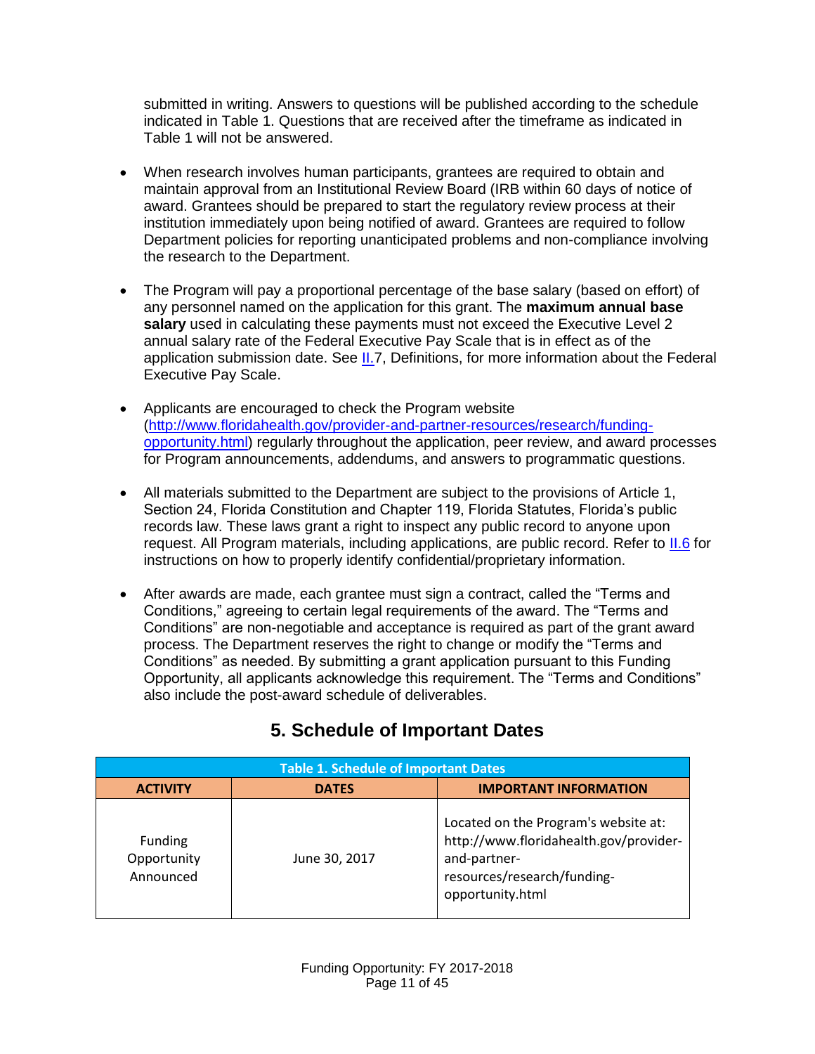submitted in writing. Answers to questions will be published according to the schedule indicated in Table 1. Questions that are received after the timeframe as indicated in Table 1 will not be answered.

- When research involves human participants, grantees are required to obtain and maintain approval from an Institutional Review Board (IRB within 60 days of notice of award. Grantees should be prepared to start the regulatory review process at their institution immediately upon being notified of award. Grantees are required to follow Department policies for reporting unanticipated problems and non-compliance involving the research to the Department.

- The Program will pay a proportional percentage of the base salary (based on effort) of any personnel named on the application for this grant. The **maximum annual base salary** used in calculating these payments must not exceed the Executive Level 2 annual salary rate of the Federal Executive Pay Scale that is in effect as of the application submission date. See II.7, Definitions, for more information about the Federal Executive Pay Scale.

- Applicants are encouraged to check the Program website (http://www.floridahealth.gov/provider-and-partner-resources/research/funding-opportunity.html) regularly throughout the application, peer review, and award processes for Program announcements, addendums, and answers to programmatic questions.

- All materials submitted to the Department are subject to the provisions of Article 1, Section 24, Florida Constitution and Chapter 119, Florida Statutes, Florida's public records law. These laws grant a right to inspect any public record to anyone upon request. All Program materials, including applications, are public record. Refer to II.6 for instructions on how to properly identify confidential/proprietary information.

- After awards are made, each grantee must sign a contract, called the "Terms and Conditions," agreeing to certain legal requirements of the award. The "Terms and Conditions" are non-negotiable and acceptance is required as part of the grant award process. The Department reserves the right to change or modify the "Terms and Conditions" as needed. By submitting a grant application pursuant to this Funding Opportunity, all applicants acknowledge this requirement. The "Terms and Conditions" also include the post-award schedule of deliverables.

## 5. Schedule of Important Dates

| Table 1. Schedule of Important Dates | | |
|---|---|---|
| **ACTIVITY** | **DATES** | **IMPORTANT INFORMATION** |
| Funding Opportunity Announced | June 30, 2017 | Located on the Program's website at: http://www.floridahealth.gov/provider-and-partner-resources/research/funding-opportunity.html |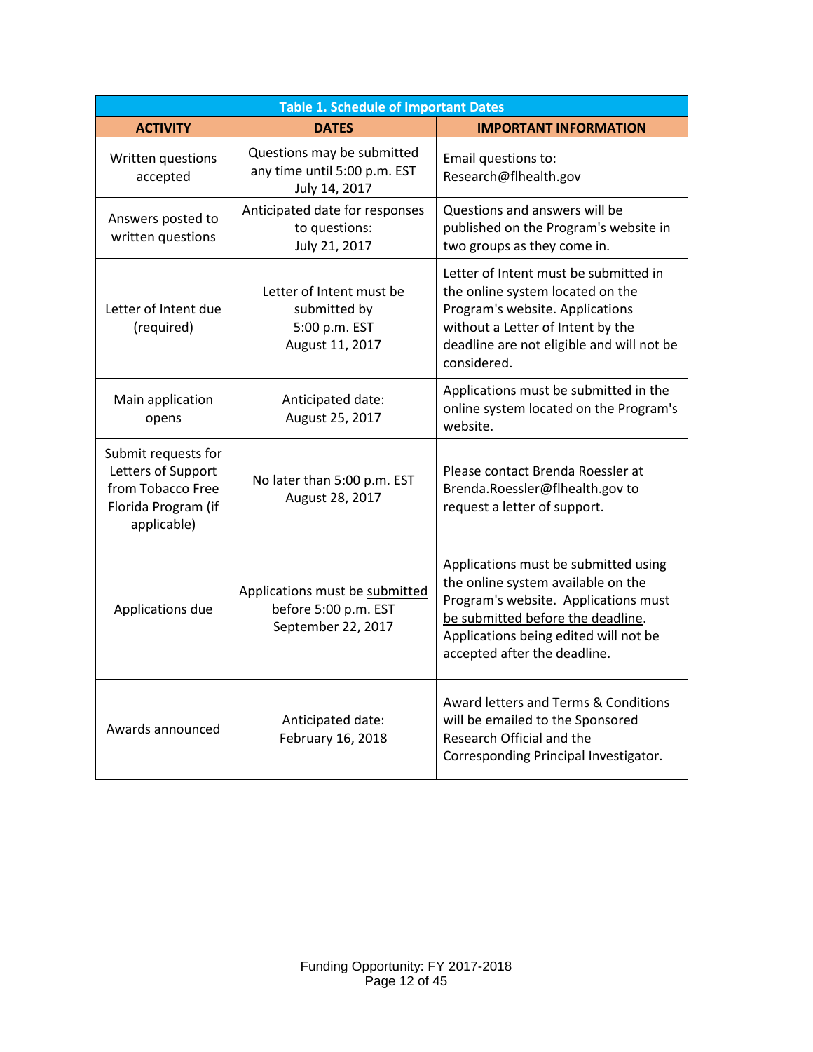**Table 1. Schedule of Important Dates**

| ACTIVITY | DATES | IMPORTANT INFORMATION |
|---|---|---|
| Written questions accepted | Questions may be submitted any time until 5:00 p.m. EST July 14, 2017 | Email questions to: Research@flhealth.gov |
| Answers posted to written questions | Anticipated date for responses to questions: July 21, 2017 | Questions and answers will be published on the Program's website in two groups as they come in. |
| Letter of Intent due (required) | Letter of Intent must be submitted by 5:00 p.m. EST August 11, 2017 | Letter of Intent must be submitted in the online system located on the Program's website. Applications without a Letter of Intent by the deadline are not eligible and will not be considered. |
| Main application opens | Anticipated date: August 25, 2017 | Applications must be submitted in the online system located on the Program's website. |
| Submit requests for Letters of Support from Tobacco Free Florida Program (if applicable) | No later than 5:00 p.m. EST August 28, 2017 | Please contact Brenda Roessler at Brenda.Roessler@flhealth.gov to request a letter of support. |
| Applications due | Applications must be <u>submitted</u> before 5:00 p.m. EST September 22, 2017 | Applications must be submitted using the online system available on the Program's website. <u>Applications must be submitted before the deadline</u>. Applications being edited will not be accepted after the deadline. |
| Awards announced | Anticipated date: February 16, 2018 | Award letters and Terms & Conditions will be emailed to the Sponsored Research Official and the Corresponding Principal Investigator. |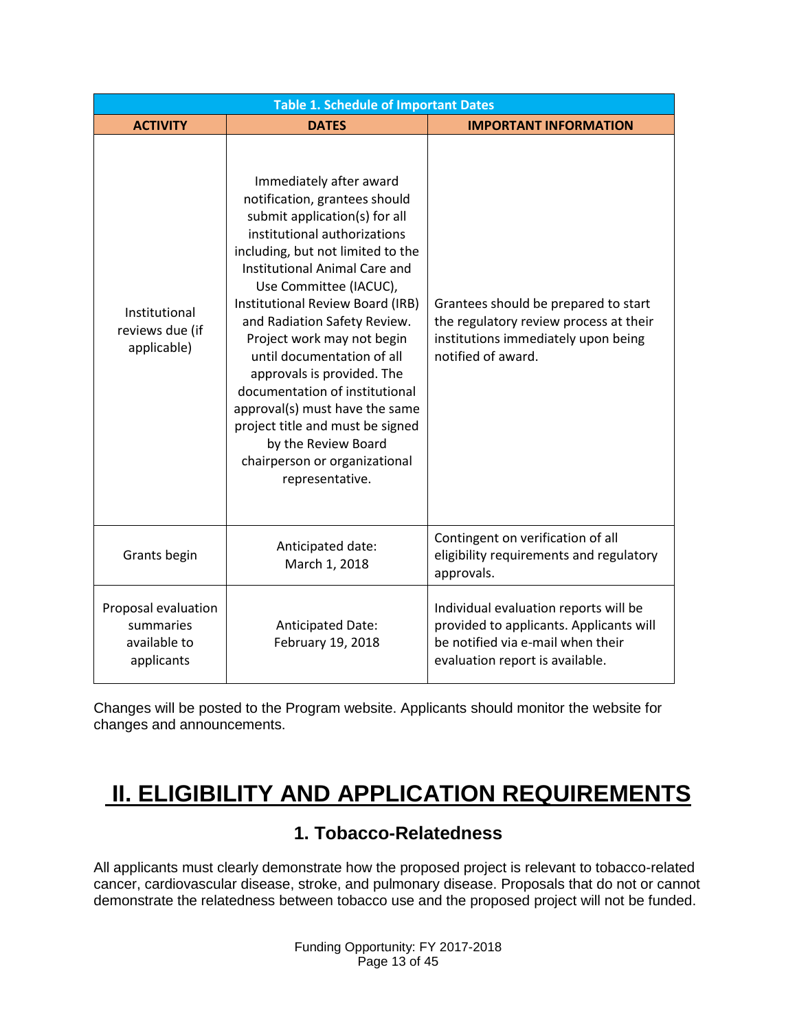| Table 1. Schedule of Important Dates | | |
|---|---|---|
| **ACTIVITY** | **DATES** | **IMPORTANT INFORMATION** |
| Institutional reviews due (if applicable) | Immediately after award notification, grantees should submit application(s) for all institutional authorizations including, but not limited to the Institutional Animal Care and Use Committee (IACUC), Institutional Review Board (IRB) and Radiation Safety Review. Project work may not begin until documentation of all approvals is provided. The documentation of institutional approval(s) must have the same project title and must be signed by the Review Board chairperson or organizational representative. | Grantees should be prepared to start the regulatory review process at their institutions immediately upon being notified of award. |
| Grants begin | Anticipated date: March 1, 2018 | Contingent on verification of all eligibility requirements and regulatory approvals. |
| Proposal evaluation summaries available to applicants | Anticipated Date: February 19, 2018 | Individual evaluation reports will be provided to applicants. Applicants will be notified via e-mail when their evaluation report is available. |

Changes will be posted to the Program website. Applicants should monitor the website for changes and announcements.

# II. ELIGIBILITY AND APPLICATION REQUIREMENTS

## 1. Tobacco-Relatedness

All applicants must clearly demonstrate how the proposed project is relevant to tobacco-related cancer, cardiovascular disease, stroke, and pulmonary disease. Proposals that do not or cannot demonstrate the relatedness between tobacco use and the proposed project will not be funded.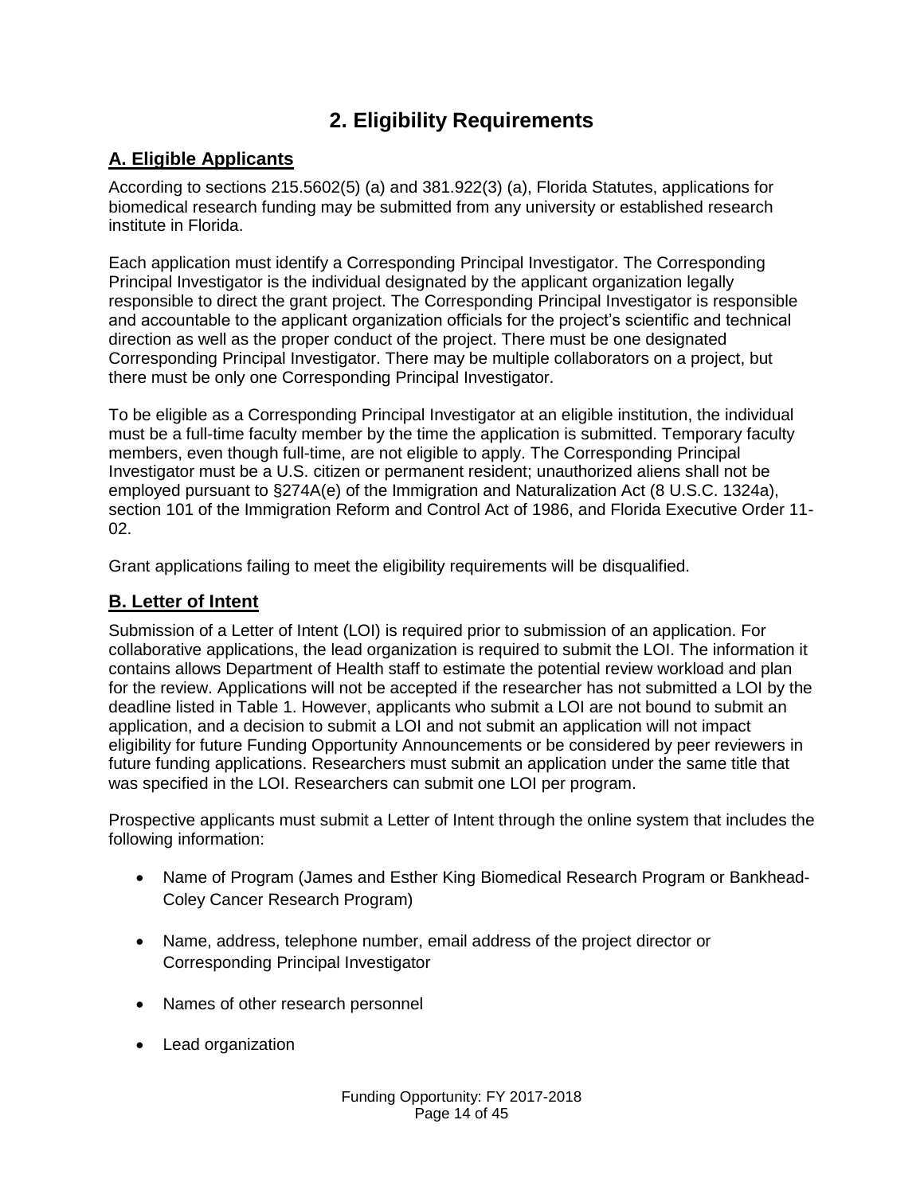# 2. Eligibility Requirements

## A. Eligible Applicants

According to sections 215.5602(5) (a) and 381.922(3) (a), Florida Statutes, applications for biomedical research funding may be submitted from any university or established research institute in Florida.

Each application must identify a Corresponding Principal Investigator. The Corresponding Principal Investigator is the individual designated by the applicant organization legally responsible to direct the grant project. The Corresponding Principal Investigator is responsible and accountable to the applicant organization officials for the project's scientific and technical direction as well as the proper conduct of the project. There must be one designated Corresponding Principal Investigator. There may be multiple collaborators on a project, but there must be only one Corresponding Principal Investigator.

To be eligible as a Corresponding Principal Investigator at an eligible institution, the individual must be a full-time faculty member by the time the application is submitted. Temporary faculty members, even though full-time, are not eligible to apply. The Corresponding Principal Investigator must be a U.S. citizen or permanent resident; unauthorized aliens shall not be employed pursuant to §274A(e) of the Immigration and Naturalization Act (8 U.S.C. 1324a), section 101 of the Immigration Reform and Control Act of 1986, and Florida Executive Order 11-02.

Grant applications failing to meet the eligibility requirements will be disqualified.

## B. Letter of Intent

Submission of a Letter of Intent (LOI) is required prior to submission of an application. For collaborative applications, the lead organization is required to submit the LOI. The information it contains allows Department of Health staff to estimate the potential review workload and plan for the review. Applications will not be accepted if the researcher has not submitted a LOI by the deadline listed in Table 1. However, applicants who submit a LOI are not bound to submit an application, and a decision to submit a LOI and not submit an application will not impact eligibility for future Funding Opportunity Announcements or be considered by peer reviewers in future funding applications. Researchers must submit an application under the same title that was specified in the LOI. Researchers can submit one LOI per program.

Prospective applicants must submit a Letter of Intent through the online system that includes the following information:

- Name of Program (James and Esther King Biomedical Research Program or Bankhead-Coley Cancer Research Program)
- Name, address, telephone number, email address of the project director or Corresponding Principal Investigator
- Names of other research personnel
- Lead organization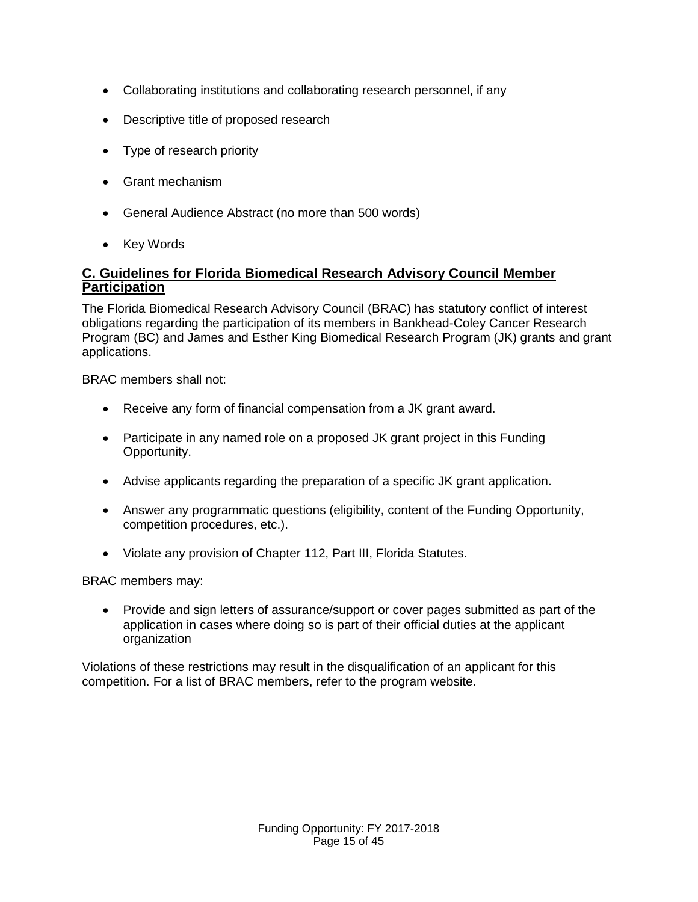- Collaborating institutions and collaborating research personnel, if any
- Descriptive title of proposed research
- Type of research priority
- Grant mechanism
- General Audience Abstract (no more than 500 words)
- Key Words

## C. Guidelines for Florida Biomedical Research Advisory Council Member Participation

The Florida Biomedical Research Advisory Council (BRAC) has statutory conflict of interest obligations regarding the participation of its members in Bankhead-Coley Cancer Research Program (BC) and James and Esther King Biomedical Research Program (JK) grants and grant applications.

BRAC members shall not:

- Receive any form of financial compensation from a JK grant award.
- Participate in any named role on a proposed JK grant project in this Funding Opportunity.
- Advise applicants regarding the preparation of a specific JK grant application.
- Answer any programmatic questions (eligibility, content of the Funding Opportunity, competition procedures, etc.).
- Violate any provision of Chapter 112, Part III, Florida Statutes.

BRAC members may:

- Provide and sign letters of assurance/support or cover pages submitted as part of the application in cases where doing so is part of their official duties at the applicant organization

Violations of these restrictions may result in the disqualification of an applicant for this competition. For a list of BRAC members, refer to the program website.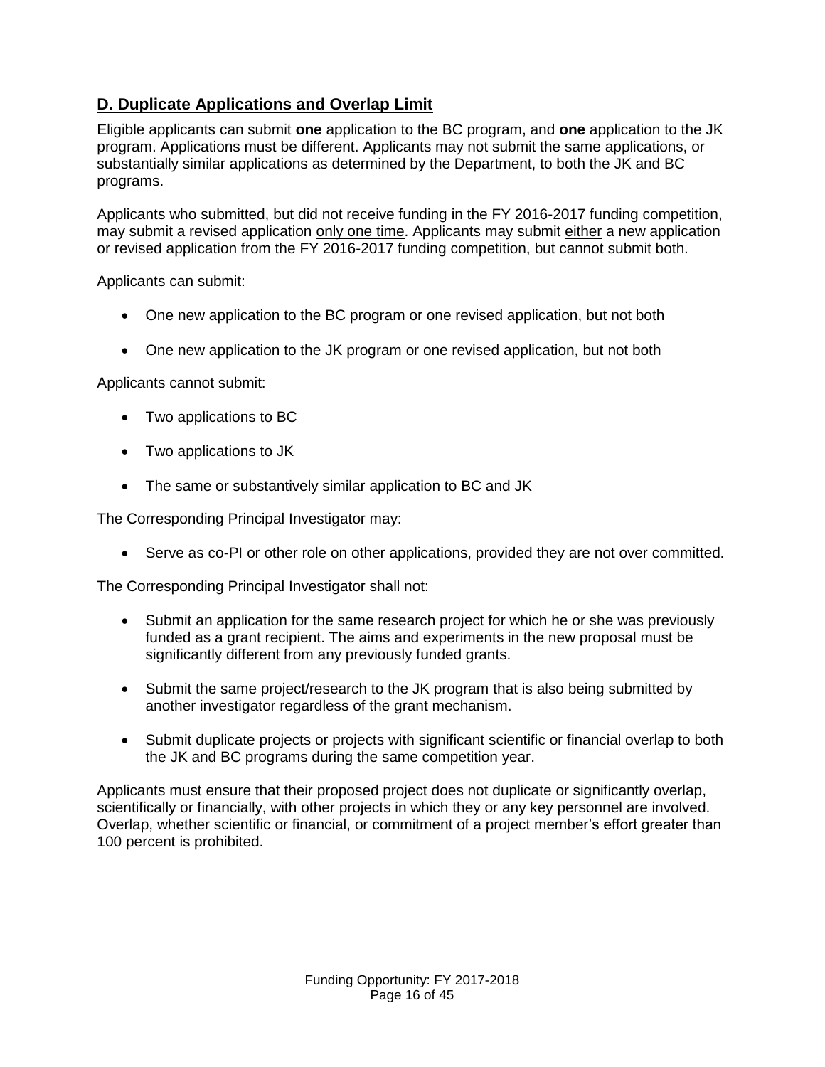## D. Duplicate Applications and Overlap Limit

Eligible applicants can submit **one** application to the BC program, and **one** application to the JK program. Applications must be different. Applicants may not submit the same applications, or substantially similar applications as determined by the Department, to both the JK and BC programs.

Applicants who submitted, but did not receive funding in the FY 2016-2017 funding competition, may submit a revised application <u>only one time</u>. Applicants may submit <u>either</u> a new application or revised application from the FY 2016-2017 funding competition, but cannot submit both.

Applicants can submit:

- One new application to the BC program or one revised application, but not both
- One new application to the JK program or one revised application, but not both

Applicants cannot submit:

- Two applications to BC
- Two applications to JK
- The same or substantively similar application to BC and JK

The Corresponding Principal Investigator may:

- Serve as co-PI or other role on other applications, provided they are not over committed.

The Corresponding Principal Investigator shall not:

- Submit an application for the same research project for which he or she was previously funded as a grant recipient. The aims and experiments in the new proposal must be significantly different from any previously funded grants.
- Submit the same project/research to the JK program that is also being submitted by another investigator regardless of the grant mechanism.
- Submit duplicate projects or projects with significant scientific or financial overlap to both the JK and BC programs during the same competition year.

Applicants must ensure that their proposed project does not duplicate or significantly overlap, scientifically or financially, with other projects in which they or any key personnel are involved. Overlap, whether scientific or financial, or commitment of a project member's effort greater than 100 percent is prohibited.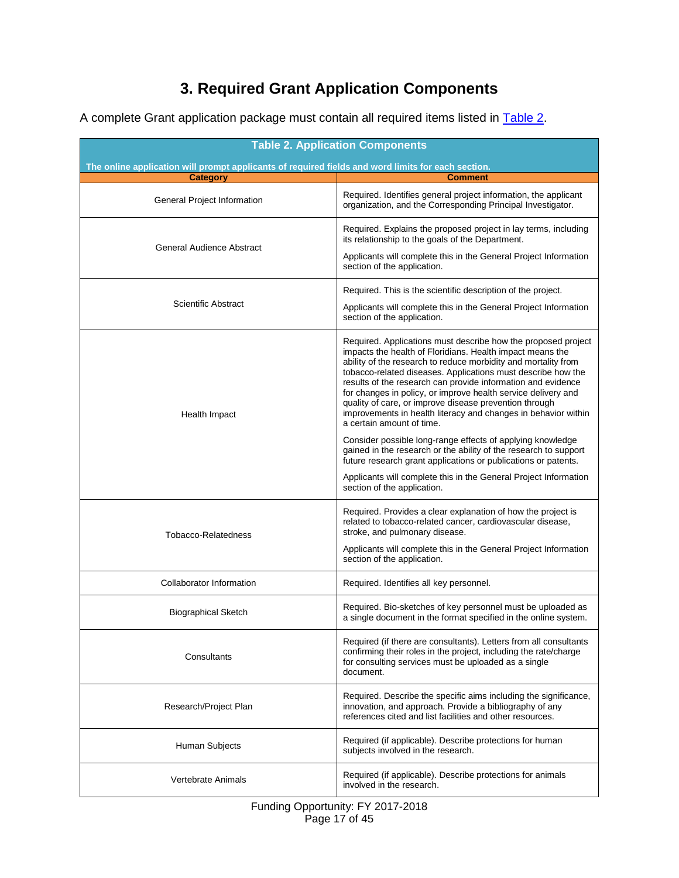# 3. Required Grant Application Components

A complete Grant application package must contain all required items listed in Table 2.

**Table 2. Application Components**

**The online application will prompt applicants of required fields and word limits for each section.**

| Category | Comment |
|---|---|
| General Project Information | Required. Identifies general project information, the applicant organization, and the Corresponding Principal Investigator. |
| General Audience Abstract | Required. Explains the proposed project in lay terms, including its relationship to the goals of the Department.<br><br>Applicants will complete this in the General Project Information section of the application. |
| Scientific Abstract | Required. This is the scientific description of the project.<br><br>Applicants will complete this in the General Project Information section of the application. |
| Health Impact | Required. Applications must describe how the proposed project impacts the health of Floridians. Health impact means the ability of the research to reduce morbidity and mortality from tobacco-related diseases. Applications must describe how the results of the research can provide information and evidence for changes in policy, or improve health service delivery and quality of care, or improve disease prevention through improvements in health literacy and changes in behavior within a certain amount of time.<br><br>Consider possible long-range effects of applying knowledge gained in the research or the ability of the research to support future research grant applications or publications or patents.<br><br>Applicants will complete this in the General Project Information section of the application. |
| Tobacco-Relatedness | Required. Provides a clear explanation of how the project is related to tobacco-related cancer, cardiovascular disease, stroke, and pulmonary disease.<br><br>Applicants will complete this in the General Project Information section of the application. |
| Collaborator Information | Required. Identifies all key personnel. |
| Biographical Sketch | Required. Bio-sketches of key personnel must be uploaded as a single document in the format specified in the online system. |
| Consultants | Required (if there are consultants). Letters from all consultants confirming their roles in the project, including the rate/charge for consulting services must be uploaded as a single document. |
| Research/Project Plan | Required. Describe the specific aims including the significance, innovation, and approach. Provide a bibliography of any references cited and list facilities and other resources. |
| Human Subjects | Required (if applicable). Describe protections for human subjects involved in the research. |
| Vertebrate Animals | Required (if applicable). Describe protections for animals involved in the research. |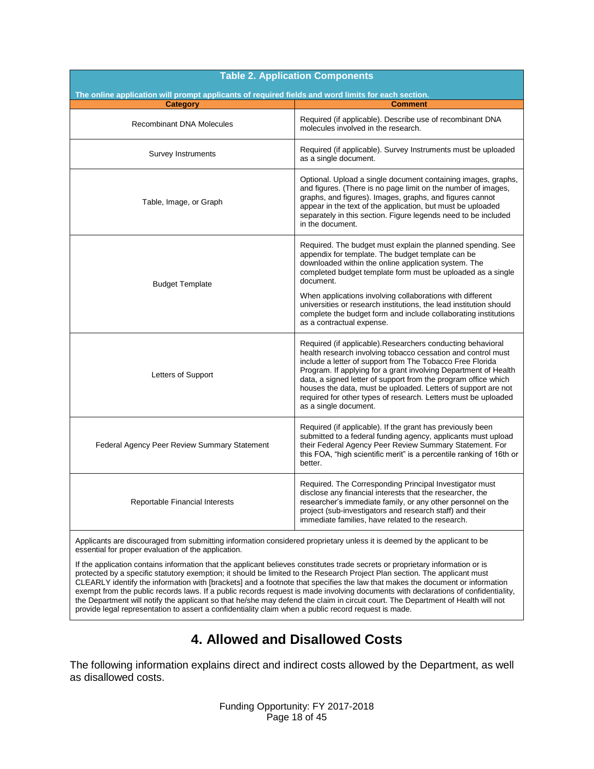**Table 2. Application Components**

The online application will prompt applicants of required fields and word limits for each section.

| Category | Comment |
|---|---|
| Recombinant DNA Molecules | Required (if applicable). Describe use of recombinant DNA molecules involved in the research. |
| Survey Instruments | Required (if applicable). Survey Instruments must be uploaded as a single document. |
| Table, Image, or Graph | Optional. Upload a single document containing images, graphs, and figures. (There is no page limit on the number of images, graphs, and figures). Images, graphs, and figures cannot appear in the text of the application, but must be uploaded separately in this section. Figure legends need to be included in the document. |
| Budget Template | Required. The budget must explain the planned spending. See appendix for template. The budget template can be downloaded within the online application system. The completed budget template form must be uploaded as a single document.<br><br>When applications involving collaborations with different universities or research institutions, the lead institution should complete the budget form and include collaborating institutions as a contractual expense. |
| Letters of Support | Required (if applicable).Researchers conducting behavioral health research involving tobacco cessation and control must include a letter of support from The Tobacco Free Florida Program. If applying for a grant involving Department of Health data, a signed letter of support from the program office which houses the data, must be uploaded. Letters of support are not required for other types of research. Letters must be uploaded as a single document. |
| Federal Agency Peer Review Summary Statement | Required (if applicable). If the grant has previously been submitted to a federal funding agency, applicants must upload their Federal Agency Peer Review Summary Statement. For this FOA, "high scientific merit" is a percentile ranking of 16th or better. |
| Reportable Financial Interests | Required. The Corresponding Principal Investigator must disclose any financial interests that the researcher, the researcher's immediate family, or any other personnel on the project (sub-investigators and research staff) and their immediate families, have related to the research. |

Applicants are discouraged from submitting information considered proprietary unless it is deemed by the applicant to be essential for proper evaluation of the application.

If the application contains information that the applicant believes constitutes trade secrets or proprietary information or is protected by a specific statutory exemption; it should be limited to the Research Project Plan section. The applicant must CLEARLY identify the information with [brackets] and a footnote that specifies the law that makes the document or information exempt from the public records laws. If a public records request is made involving documents with declarations of confidentiality, the Department will notify the applicant so that he/she may defend the claim in circuit court. The Department of Health will not provide legal representation to assert a confidentiality claim when a public record request is made.

# 4. Allowed and Disallowed Costs

The following information explains direct and indirect costs allowed by the Department, as well as disallowed costs.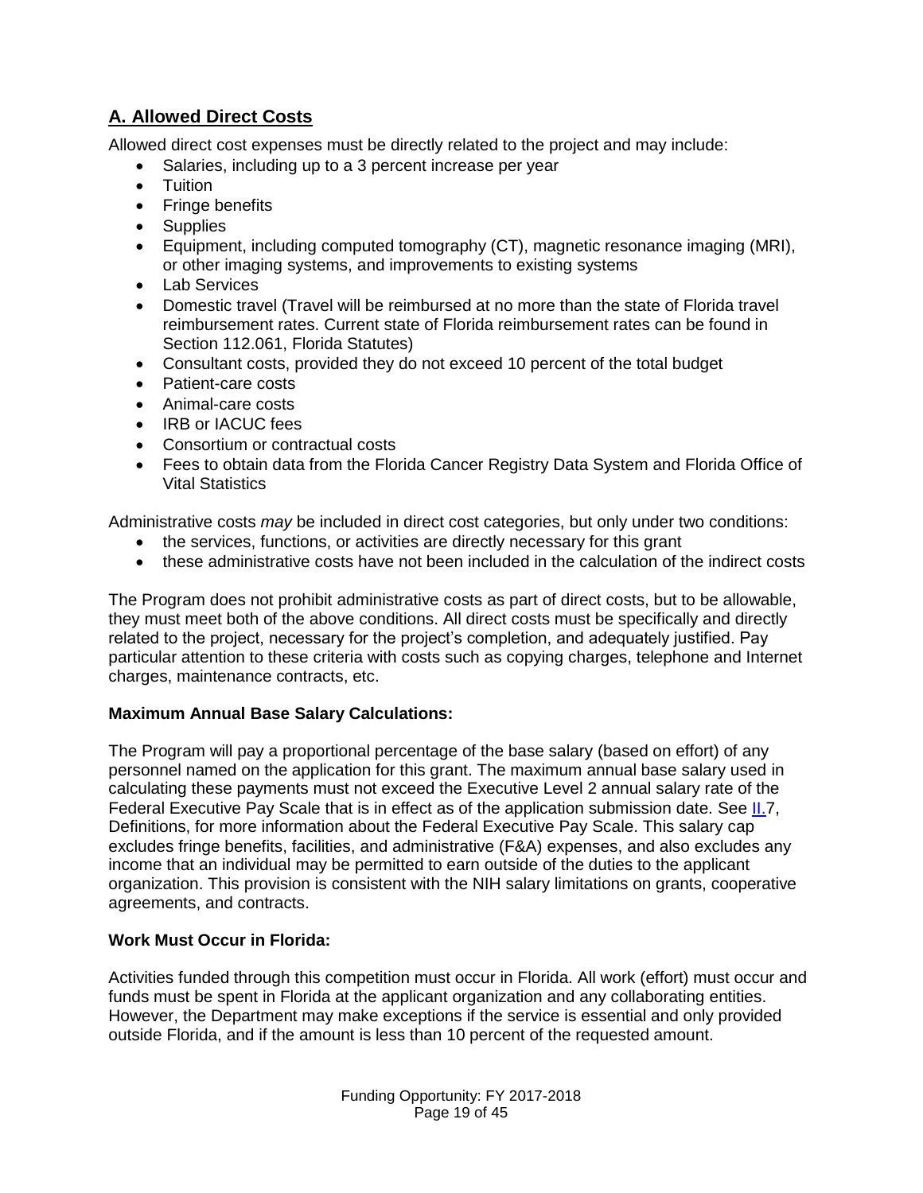## A. Allowed Direct Costs

Allowed direct cost expenses must be directly related to the project and may include:

- Salaries, including up to a 3 percent increase per year
- Tuition
- Fringe benefits
- Supplies
- Equipment, including computed tomography (CT), magnetic resonance imaging (MRI), or other imaging systems, and improvements to existing systems
- Lab Services
- Domestic travel (Travel will be reimbursed at no more than the state of Florida travel reimbursement rates. Current state of Florida reimbursement rates can be found in Section 112.061, Florida Statutes)
- Consultant costs, provided they do not exceed 10 percent of the total budget
- Patient-care costs
- Animal-care costs
- IRB or IACUC fees
- Consortium or contractual costs
- Fees to obtain data from the Florida Cancer Registry Data System and Florida Office of Vital Statistics

Administrative costs *may* be included in direct cost categories, but only under two conditions:

- the services, functions, or activities are directly necessary for this grant
- these administrative costs have not been included in the calculation of the indirect costs

The Program does not prohibit administrative costs as part of direct costs, but to be allowable, they must meet both of the above conditions. All direct costs must be specifically and directly related to the project, necessary for the project's completion, and adequately justified. Pay particular attention to these criteria with costs such as copying charges, telephone and Internet charges, maintenance contracts, etc.

**Maximum Annual Base Salary Calculations:**

The Program will pay a proportional percentage of the base salary (based on effort) of any personnel named on the application for this grant. The maximum annual base salary used in calculating these payments must not exceed the Executive Level 2 annual salary rate of the Federal Executive Pay Scale that is in effect as of the application submission date. See II.7, Definitions, for more information about the Federal Executive Pay Scale. This salary cap excludes fringe benefits, facilities, and administrative (F&A) expenses, and also excludes any income that an individual may be permitted to earn outside of the duties to the applicant organization. This provision is consistent with the NIH salary limitations on grants, cooperative agreements, and contracts.

**Work Must Occur in Florida:**

Activities funded through this competition must occur in Florida. All work (effort) must occur and funds must be spent in Florida at the applicant organization and any collaborating entities. However, the Department may make exceptions if the service is essential and only provided outside Florida, and if the amount is less than 10 percent of the requested amount.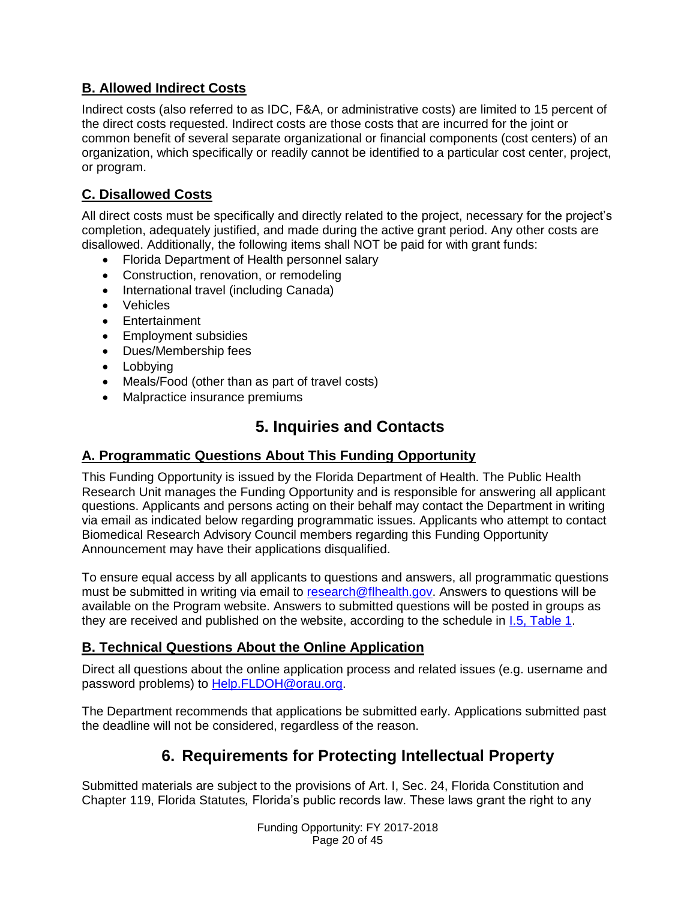### B. Allowed Indirect Costs

Indirect costs (also referred to as IDC, F&A, or administrative costs) are limited to 15 percent of the direct costs requested. Indirect costs are those costs that are incurred for the joint or common benefit of several separate organizational or financial components (cost centers) of an organization, which specifically or readily cannot be identified to a particular cost center, project, or program.

### C. Disallowed Costs

All direct costs must be specifically and directly related to the project, necessary for the project's completion, adequately justified, and made during the active grant period. Any other costs are disallowed. Additionally, the following items shall NOT be paid for with grant funds:

- Florida Department of Health personnel salary
- Construction, renovation, or remodeling
- International travel (including Canada)
- Vehicles
- Entertainment
- Employment subsidies
- Dues/Membership fees
- Lobbying
- Meals/Food (other than as part of travel costs)
- Malpractice insurance premiums

## 5. Inquiries and Contacts

### A. Programmatic Questions About This Funding Opportunity

This Funding Opportunity is issued by the Florida Department of Health. The Public Health Research Unit manages the Funding Opportunity and is responsible for answering all applicant questions. Applicants and persons acting on their behalf may contact the Department in writing via email as indicated below regarding programmatic issues. Applicants who attempt to contact Biomedical Research Advisory Council members regarding this Funding Opportunity Announcement may have their applications disqualified.

To ensure equal access by all applicants to questions and answers, all programmatic questions must be submitted in writing via email to research@flhealth.gov. Answers to questions will be available on the Program website. Answers to submitted questions will be posted in groups as they are received and published on the website, according to the schedule in I.5, Table 1.

### B. Technical Questions About the Online Application

Direct all questions about the online application process and related issues (e.g. username and password problems) to Help.FLDOH@orau.org.

The Department recommends that applications be submitted early. Applications submitted past the deadline will not be considered, regardless of the reason.

## 6. Requirements for Protecting Intellectual Property

Submitted materials are subject to the provisions of Art. I, Sec. 24, Florida Constitution and Chapter 119, Florida Statutes*,* Florida's public records law. These laws grant the right to any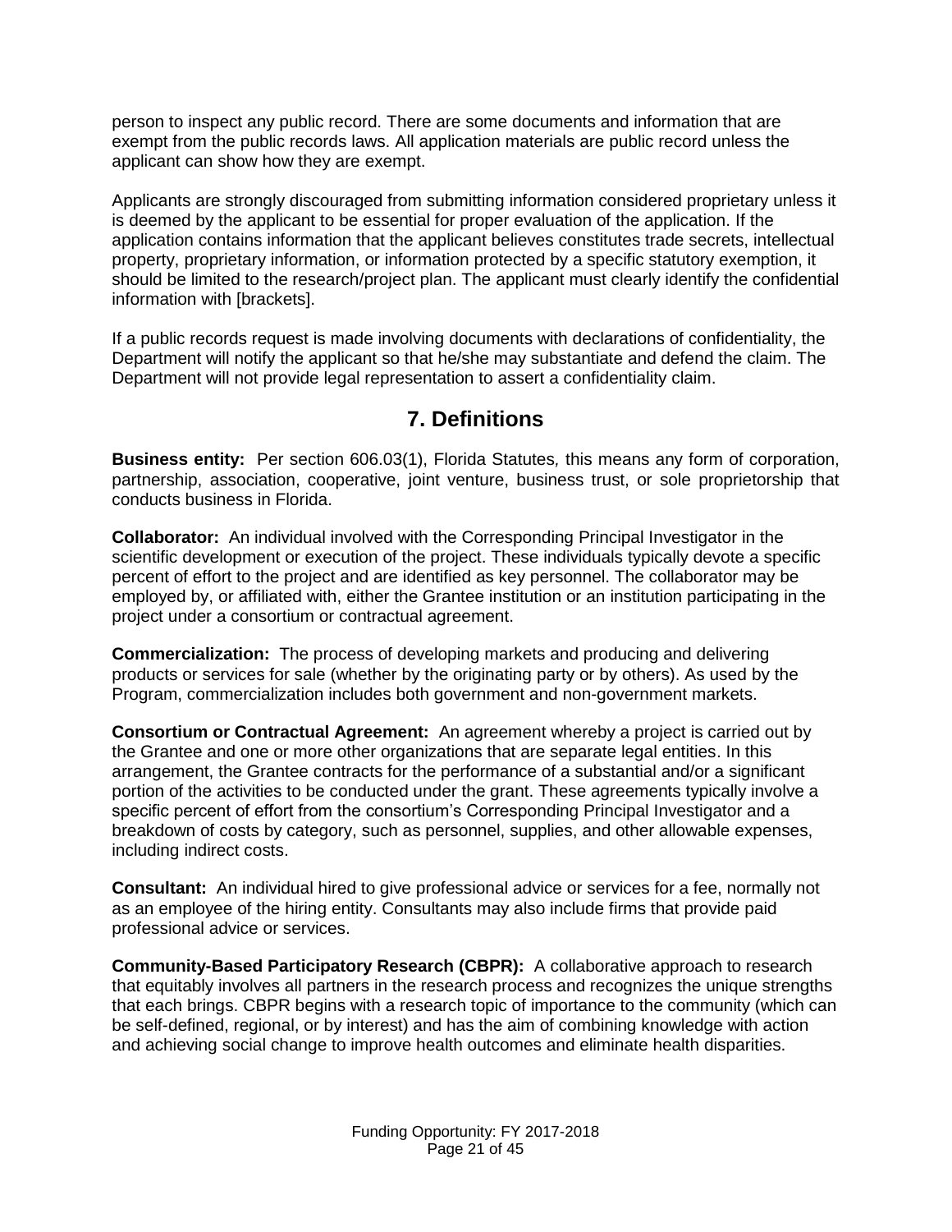person to inspect any public record. There are some documents and information that are exempt from the public records laws. All application materials are public record unless the applicant can show how they are exempt.

Applicants are strongly discouraged from submitting information considered proprietary unless it is deemed by the applicant to be essential for proper evaluation of the application. If the application contains information that the applicant believes constitutes trade secrets, intellectual property, proprietary information, or information protected by a specific statutory exemption, it should be limited to the research/project plan. The applicant must clearly identify the confidential information with [brackets].

If a public records request is made involving documents with declarations of confidentiality, the Department will notify the applicant so that he/she may substantiate and defend the claim. The Department will not provide legal representation to assert a confidentiality claim.

## 7. Definitions

**Business entity:** Per section 606.03(1), Florida Statutes*,* this means any form of corporation, partnership, association, cooperative, joint venture, business trust, or sole proprietorship that conducts business in Florida.

**Collaborator:** An individual involved with the Corresponding Principal Investigator in the scientific development or execution of the project. These individuals typically devote a specific percent of effort to the project and are identified as key personnel. The collaborator may be employed by, or affiliated with, either the Grantee institution or an institution participating in the project under a consortium or contractual agreement.

**Commercialization:** The process of developing markets and producing and delivering products or services for sale (whether by the originating party or by others). As used by the Program, commercialization includes both government and non-government markets.

**Consortium or Contractual Agreement:** An agreement whereby a project is carried out by the Grantee and one or more other organizations that are separate legal entities. In this arrangement, the Grantee contracts for the performance of a substantial and/or a significant portion of the activities to be conducted under the grant. These agreements typically involve a specific percent of effort from the consortium's Corresponding Principal Investigator and a breakdown of costs by category, such as personnel, supplies, and other allowable expenses, including indirect costs.

**Consultant:** An individual hired to give professional advice or services for a fee, normally not as an employee of the hiring entity. Consultants may also include firms that provide paid professional advice or services.

**Community-Based Participatory Research (CBPR):** A collaborative approach to research that equitably involves all partners in the research process and recognizes the unique strengths that each brings. CBPR begins with a research topic of importance to the community (which can be self-defined, regional, or by interest) and has the aim of combining knowledge with action and achieving social change to improve health outcomes and eliminate health disparities.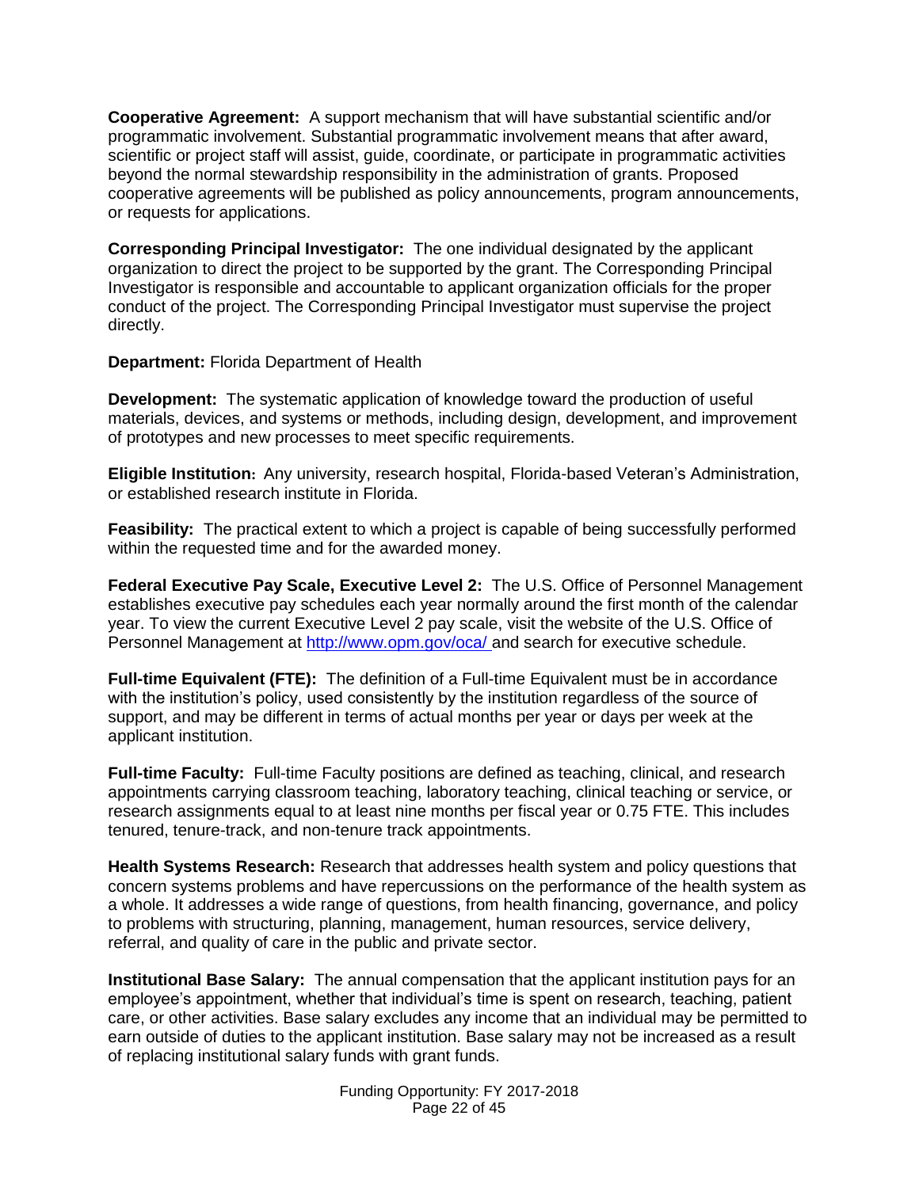**Cooperative Agreement:** A support mechanism that will have substantial scientific and/or programmatic involvement. Substantial programmatic involvement means that after award, scientific or project staff will assist, guide, coordinate, or participate in programmatic activities beyond the normal stewardship responsibility in the administration of grants. Proposed cooperative agreements will be published as policy announcements, program announcements, or requests for applications.

**Corresponding Principal Investigator:** The one individual designated by the applicant organization to direct the project to be supported by the grant. The Corresponding Principal Investigator is responsible and accountable to applicant organization officials for the proper conduct of the project. The Corresponding Principal Investigator must supervise the project directly.

**Department:** Florida Department of Health

**Development:** The systematic application of knowledge toward the production of useful materials, devices, and systems or methods, including design, development, and improvement of prototypes and new processes to meet specific requirements.

**Eligible Institution:** Any university, research hospital, Florida-based Veteran's Administration, or established research institute in Florida.

**Feasibility:** The practical extent to which a project is capable of being successfully performed within the requested time and for the awarded money.

**Federal Executive Pay Scale, Executive Level 2:** The U.S. Office of Personnel Management establishes executive pay schedules each year normally around the first month of the calendar year. To view the current Executive Level 2 pay scale, visit the website of the U.S. Office of Personnel Management at http://www.opm.gov/oca/ and search for executive schedule.

**Full-time Equivalent (FTE):** The definition of a Full-time Equivalent must be in accordance with the institution's policy, used consistently by the institution regardless of the source of support, and may be different in terms of actual months per year or days per week at the applicant institution.

**Full-time Faculty:** Full-time Faculty positions are defined as teaching, clinical, and research appointments carrying classroom teaching, laboratory teaching, clinical teaching or service, or research assignments equal to at least nine months per fiscal year or 0.75 FTE. This includes tenured, tenure-track, and non-tenure track appointments.

**Health Systems Research:** Research that addresses health system and policy questions that concern systems problems and have repercussions on the performance of the health system as a whole. It addresses a wide range of questions, from health financing, governance, and policy to problems with structuring, planning, management, human resources, service delivery, referral, and quality of care in the public and private sector.

**Institutional Base Salary:** The annual compensation that the applicant institution pays for an employee's appointment, whether that individual's time is spent on research, teaching, patient care, or other activities. Base salary excludes any income that an individual may be permitted to earn outside of duties to the applicant institution. Base salary may not be increased as a result of replacing institutional salary funds with grant funds.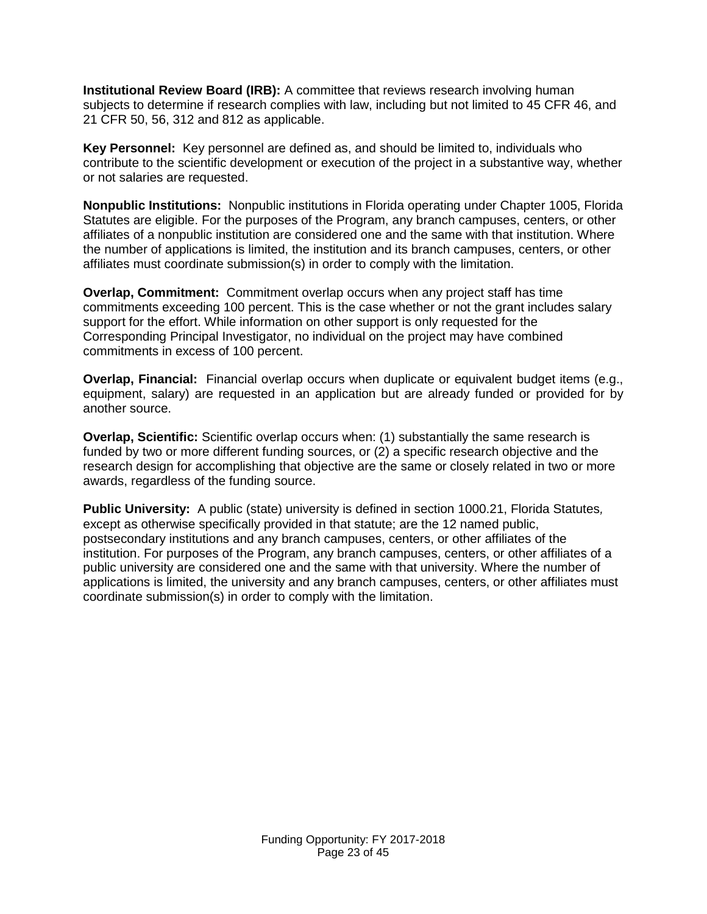**Institutional Review Board (IRB):** A committee that reviews research involving human subjects to determine if research complies with law, including but not limited to 45 CFR 46, and 21 CFR 50, 56, 312 and 812 as applicable.

**Key Personnel:** Key personnel are defined as, and should be limited to, individuals who contribute to the scientific development or execution of the project in a substantive way, whether or not salaries are requested.

**Nonpublic Institutions:** Nonpublic institutions in Florida operating under Chapter 1005, Florida Statutes are eligible. For the purposes of the Program, any branch campuses, centers, or other affiliates of a nonpublic institution are considered one and the same with that institution. Where the number of applications is limited, the institution and its branch campuses, centers, or other affiliates must coordinate submission(s) in order to comply with the limitation.

**Overlap, Commitment:** Commitment overlap occurs when any project staff has time commitments exceeding 100 percent. This is the case whether or not the grant includes salary support for the effort. While information on other support is only requested for the Corresponding Principal Investigator, no individual on the project may have combined commitments in excess of 100 percent.

**Overlap, Financial:** Financial overlap occurs when duplicate or equivalent budget items (e.g., equipment, salary) are requested in an application but are already funded or provided for by another source.

**Overlap, Scientific:** Scientific overlap occurs when: (1) substantially the same research is funded by two or more different funding sources, or (2) a specific research objective and the research design for accomplishing that objective are the same or closely related in two or more awards, regardless of the funding source.

**Public University:** A public (state) university is defined in section 1000.21, Florida Statutes, except as otherwise specifically provided in that statute; are the 12 named public, postsecondary institutions and any branch campuses, centers, or other affiliates of the institution. For purposes of the Program, any branch campuses, centers, or other affiliates of a public university are considered one and the same with that university. Where the number of applications is limited, the university and any branch campuses, centers, or other affiliates must coordinate submission(s) in order to comply with the limitation.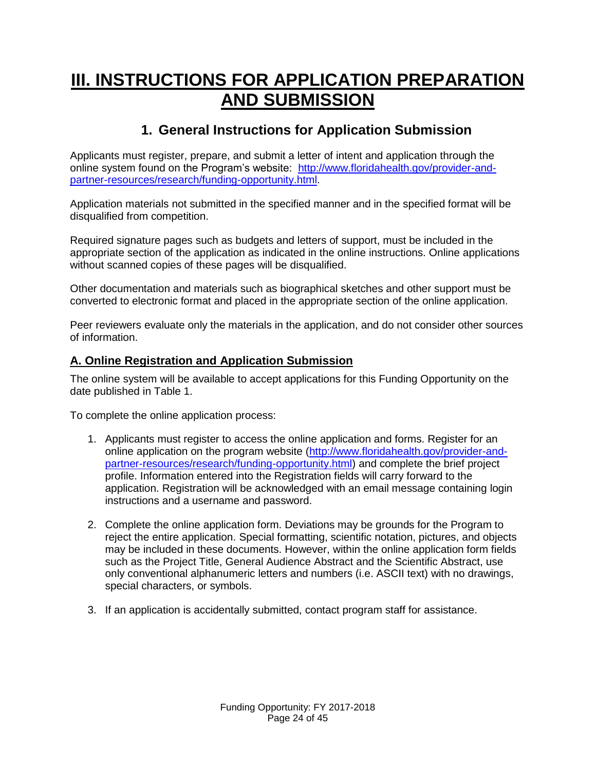# III. INSTRUCTIONS FOR APPLICATION PREPARATION AND SUBMISSION

## 1. General Instructions for Application Submission

Applicants must register, prepare, and submit a letter of intent and application through the online system found on the Program's website: [http://www.floridahealth.gov/provider-and-partner-resources/research/funding-opportunity.html](http://www.floridahealth.gov/provider-and-partner-resources/research/funding-opportunity.html).

Application materials not submitted in the specified manner and in the specified format will be disqualified from competition.

Required signature pages such as budgets and letters of support, must be included in the appropriate section of the application as indicated in the online instructions. Online applications without scanned copies of these pages will be disqualified.

Other documentation and materials such as biographical sketches and other support must be converted to electronic format and placed in the appropriate section of the online application.

Peer reviewers evaluate only the materials in the application, and do not consider other sources of information.

### A. Online Registration and Application Submission

The online system will be available to accept applications for this Funding Opportunity on the date published in Table 1.

To complete the online application process:

1. Applicants must register to access the online application and forms. Register for an online application on the program website ([http://www.floridahealth.gov/provider-and-partner-resources/research/funding-opportunity.html](http://www.floridahealth.gov/provider-and-partner-resources/research/funding-opportunity.html)) and complete the brief project profile. Information entered into the Registration fields will carry forward to the application. Registration will be acknowledged with an email message containing login instructions and a username and password.

2. Complete the online application form. Deviations may be grounds for the Program to reject the entire application. Special formatting, scientific notation, pictures, and objects may be included in these documents. However, within the online application form fields such as the Project Title, General Audience Abstract and the Scientific Abstract, use only conventional alphanumeric letters and numbers (i.e. ASCII text) with no drawings, special characters, or symbols.

3. If an application is accidentally submitted, contact program staff for assistance.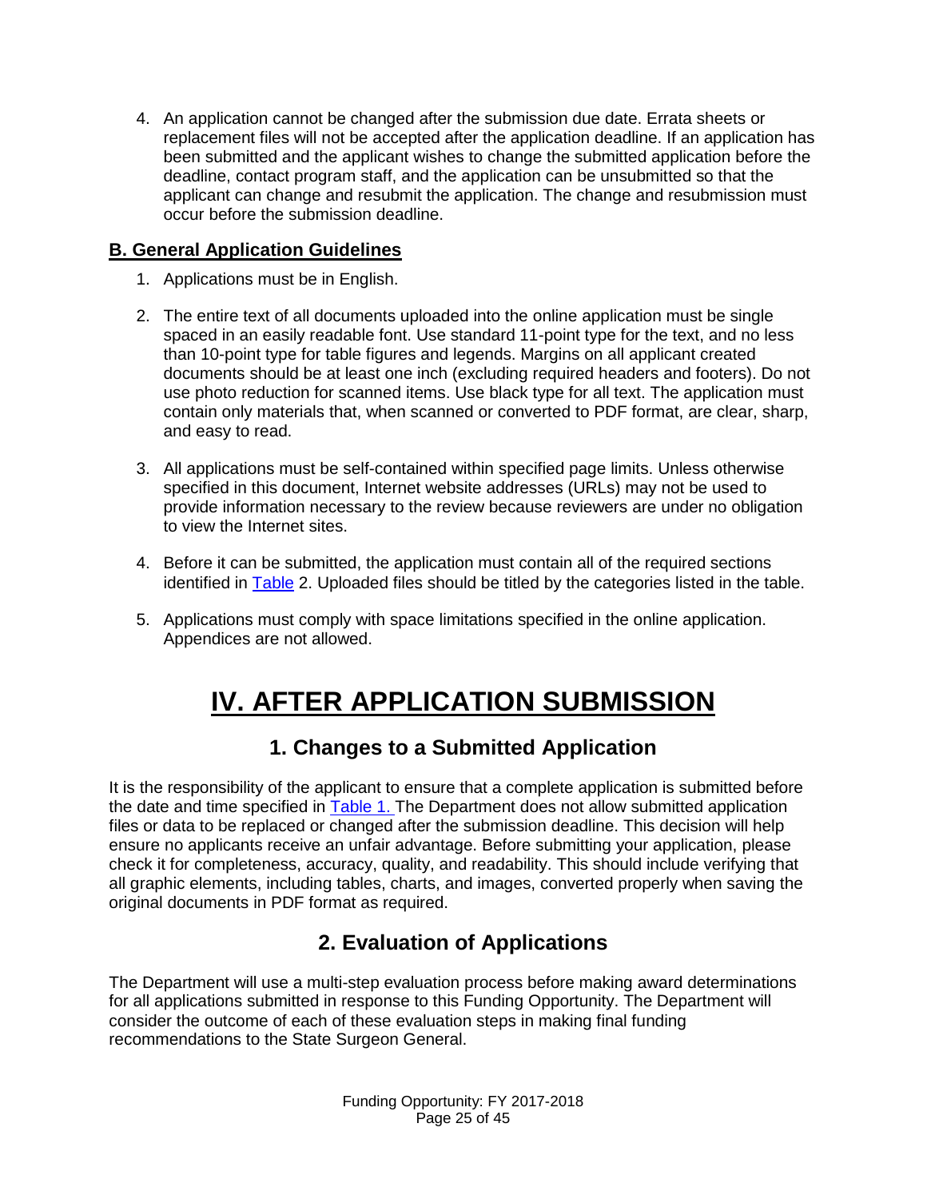4. An application cannot be changed after the submission due date. Errata sheets or replacement files will not be accepted after the application deadline. If an application has been submitted and the applicant wishes to change the submitted application before the deadline, contact program staff, and the application can be unsubmitted so that the applicant can change and resubmit the application. The change and resubmission must occur before the submission deadline.

### B. General Application Guidelines

1. Applications must be in English.

2. The entire text of all documents uploaded into the online application must be single spaced in an easily readable font. Use standard 11-point type for the text, and no less than 10-point type for table figures and legends. Margins on all applicant created documents should be at least one inch (excluding required headers and footers). Do not use photo reduction for scanned items. Use black type for all text. The application must contain only materials that, when scanned or converted to PDF format, are clear, sharp, and easy to read.

3. All applications must be self-contained within specified page limits. Unless otherwise specified in this document, Internet website addresses (URLs) may not be used to provide information necessary to the review because reviewers are under no obligation to view the Internet sites.

4. Before it can be submitted, the application must contain all of the required sections identified in Table 2. Uploaded files should be titled by the categories listed in the table.

5. Applications must comply with space limitations specified in the online application. Appendices are not allowed.

# IV. AFTER APPLICATION SUBMISSION

## 1. Changes to a Submitted Application

It is the responsibility of the applicant to ensure that a complete application is submitted before the date and time specified in Table 1. The Department does not allow submitted application files or data to be replaced or changed after the submission deadline. This decision will help ensure no applicants receive an unfair advantage. Before submitting your application, please check it for completeness, accuracy, quality, and readability. This should include verifying that all graphic elements, including tables, charts, and images, converted properly when saving the original documents in PDF format as required.

## 2. Evaluation of Applications

The Department will use a multi-step evaluation process before making award determinations for all applications submitted in response to this Funding Opportunity. The Department will consider the outcome of each of these evaluation steps in making final funding recommendations to the State Surgeon General.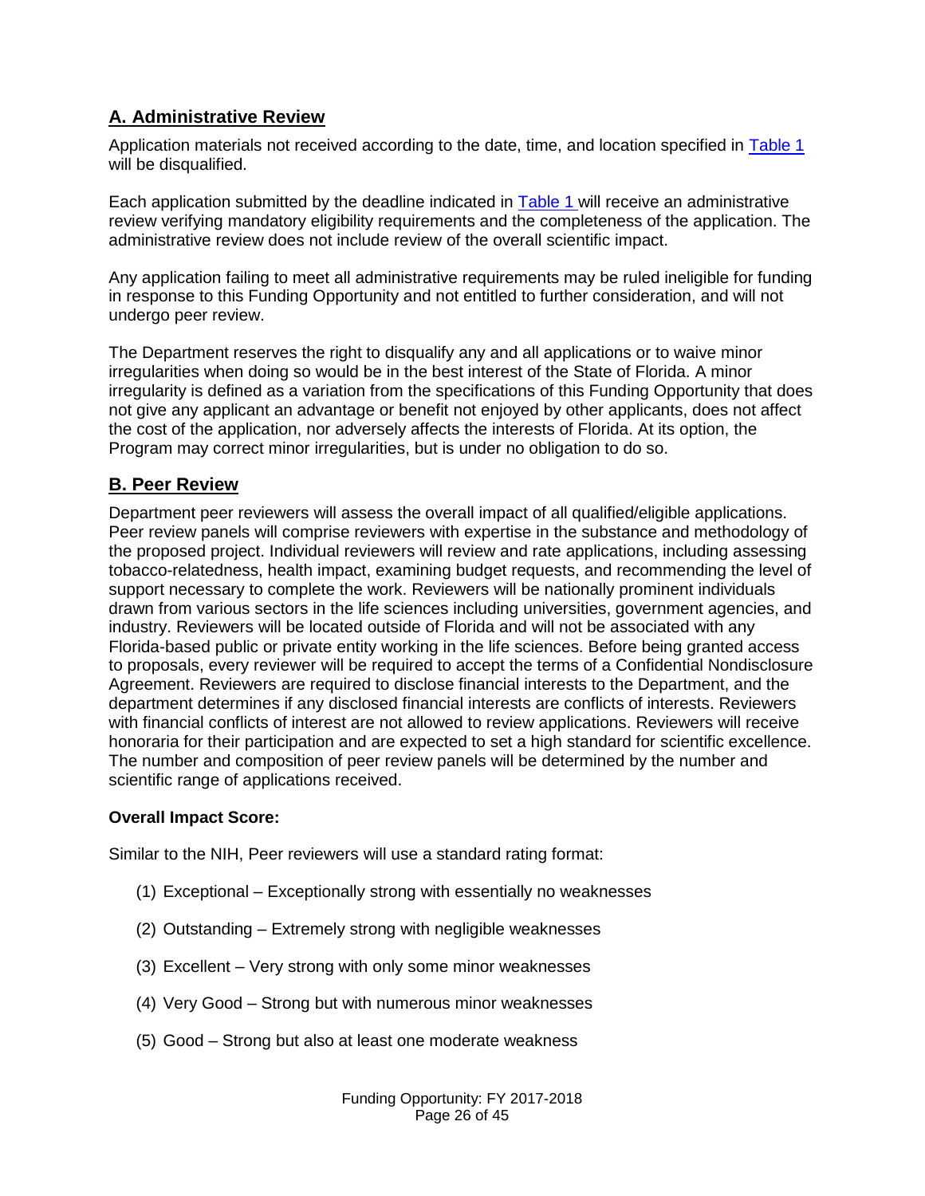## A. Administrative Review

Application materials not received according to the date, time, and location specified in Table 1 will be disqualified.

Each application submitted by the deadline indicated in Table 1 will receive an administrative review verifying mandatory eligibility requirements and the completeness of the application. The administrative review does not include review of the overall scientific impact.

Any application failing to meet all administrative requirements may be ruled ineligible for funding in response to this Funding Opportunity and not entitled to further consideration, and will not undergo peer review.

The Department reserves the right to disqualify any and all applications or to waive minor irregularities when doing so would be in the best interest of the State of Florida. A minor irregularity is defined as a variation from the specifications of this Funding Opportunity that does not give any applicant an advantage or benefit not enjoyed by other applicants, does not affect the cost of the application, nor adversely affects the interests of Florida. At its option, the Program may correct minor irregularities, but is under no obligation to do so.

## B. Peer Review

Department peer reviewers will assess the overall impact of all qualified/eligible applications. Peer review panels will comprise reviewers with expertise in the substance and methodology of the proposed project. Individual reviewers will review and rate applications, including assessing tobacco-relatedness, health impact, examining budget requests, and recommending the level of support necessary to complete the work. Reviewers will be nationally prominent individuals drawn from various sectors in the life sciences including universities, government agencies, and industry. Reviewers will be located outside of Florida and will not be associated with any Florida-based public or private entity working in the life sciences. Before being granted access to proposals, every reviewer will be required to accept the terms of a Confidential Nondisclosure Agreement. Reviewers are required to disclose financial interests to the Department, and the department determines if any disclosed financial interests are conflicts of interests. Reviewers with financial conflicts of interest are not allowed to review applications. Reviewers will receive honoraria for their participation and are expected to set a high standard for scientific excellence. The number and composition of peer review panels will be determined by the number and scientific range of applications received.

**Overall Impact Score:**

Similar to the NIH, Peer reviewers will use a standard rating format:

(1) Exceptional – Exceptionally strong with essentially no weaknesses

(2) Outstanding – Extremely strong with negligible weaknesses

(3) Excellent – Very strong with only some minor weaknesses

(4) Very Good – Strong but with numerous minor weaknesses

(5) Good – Strong but also at least one moderate weakness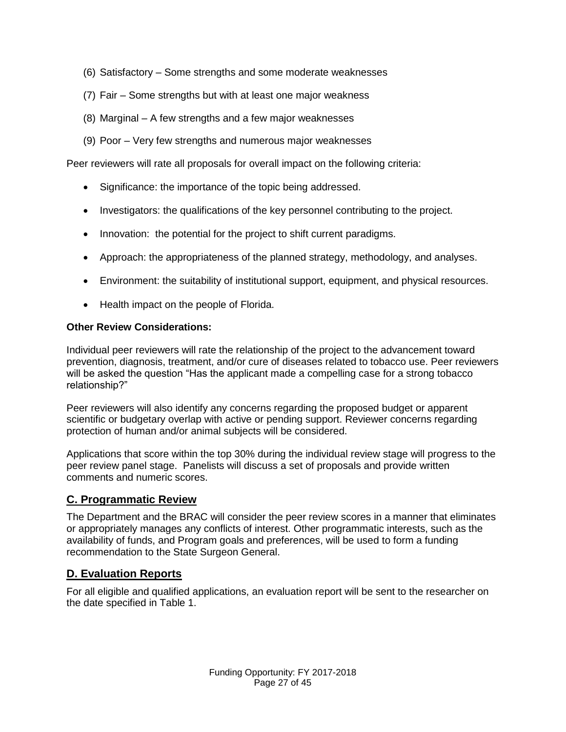(6) Satisfactory – Some strengths and some moderate weaknesses

(7) Fair – Some strengths but with at least one major weakness

(8) Marginal – A few strengths and a few major weaknesses

(9) Poor – Very few strengths and numerous major weaknesses

Peer reviewers will rate all proposals for overall impact on the following criteria:

- Significance: the importance of the topic being addressed.
- Investigators: the qualifications of the key personnel contributing to the project.
- Innovation: the potential for the project to shift current paradigms.
- Approach: the appropriateness of the planned strategy, methodology, and analyses.
- Environment: the suitability of institutional support, equipment, and physical resources.
- Health impact on the people of Florida.

**Other Review Considerations:**

Individual peer reviewers will rate the relationship of the project to the advancement toward prevention, diagnosis, treatment, and/or cure of diseases related to tobacco use. Peer reviewers will be asked the question "Has the applicant made a compelling case for a strong tobacco relationship?"

Peer reviewers will also identify any concerns regarding the proposed budget or apparent scientific or budgetary overlap with active or pending support. Reviewer concerns regarding protection of human and/or animal subjects will be considered.

Applications that score within the top 30% during the individual review stage will progress to the peer review panel stage. Panelists will discuss a set of proposals and provide written comments and numeric scores.

## C. Programmatic Review

The Department and the BRAC will consider the peer review scores in a manner that eliminates or appropriately manages any conflicts of interest. Other programmatic interests, such as the availability of funds, and Program goals and preferences, will be used to form a funding recommendation to the State Surgeon General.

## D. Evaluation Reports

For all eligible and qualified applications, an evaluation report will be sent to the researcher on the date specified in Table 1.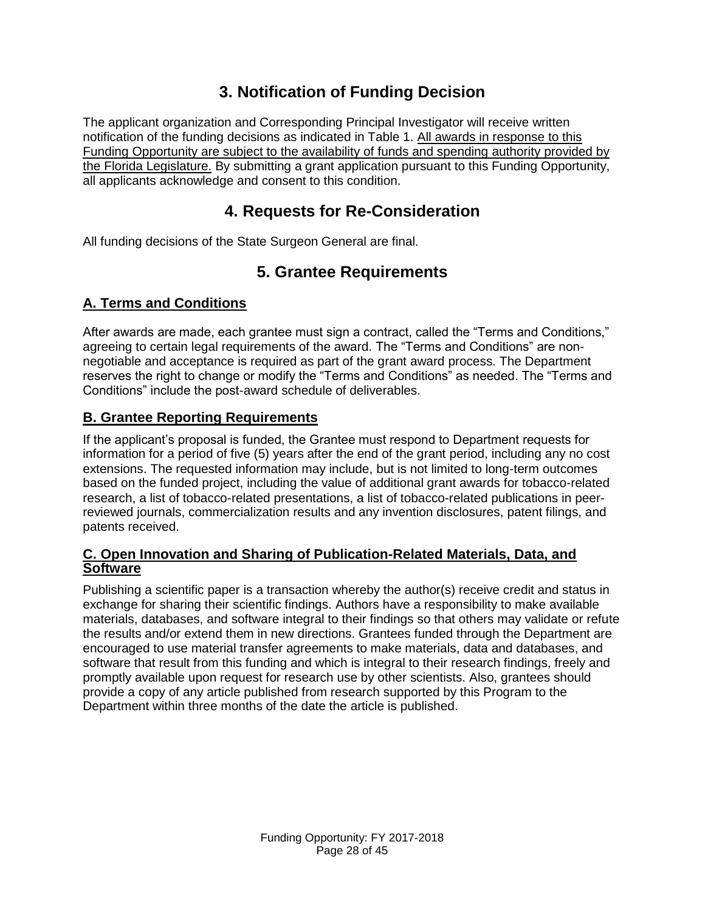# 3. Notification of Funding Decision

The applicant organization and Corresponding Principal Investigator will receive written notification of the funding decisions as indicated in Table 1. <u>All awards in response to this Funding Opportunity are subject to the availability of funds and spending authority provided by the Florida Legislature.</u> By submitting a grant application pursuant to this Funding Opportunity, all applicants acknowledge and consent to this condition.

# 4. Requests for Re-Consideration

All funding decisions of the State Surgeon General are final.

# 5. Grantee Requirements

## A. Terms and Conditions

After awards are made, each grantee must sign a contract, called the "Terms and Conditions," agreeing to certain legal requirements of the award. The "Terms and Conditions" are non-negotiable and acceptance is required as part of the grant award process. The Department reserves the right to change or modify the "Terms and Conditions" as needed. The "Terms and Conditions" include the post-award schedule of deliverables.

## B. Grantee Reporting Requirements

If the applicant's proposal is funded, the Grantee must respond to Department requests for information for a period of five (5) years after the end of the grant period, including any no cost extensions. The requested information may include, but is not limited to long-term outcomes based on the funded project, including the value of additional grant awards for tobacco-related research, a list of tobacco-related presentations, a list of tobacco-related publications in peer-reviewed journals, commercialization results and any invention disclosures, patent filings, and patents received.

## C. Open Innovation and Sharing of Publication-Related Materials, Data, and Software

Publishing a scientific paper is a transaction whereby the author(s) receive credit and status in exchange for sharing their scientific findings. Authors have a responsibility to make available materials, databases, and software integral to their findings so that others may validate or refute the results and/or extend them in new directions. Grantees funded through the Department are encouraged to use material transfer agreements to make materials, data and databases, and software that result from this funding and which is integral to their research findings, freely and promptly available upon request for research use by other scientists. Also, grantees should provide a copy of any article published from research supported by this Program to the Department within three months of the date the article is published.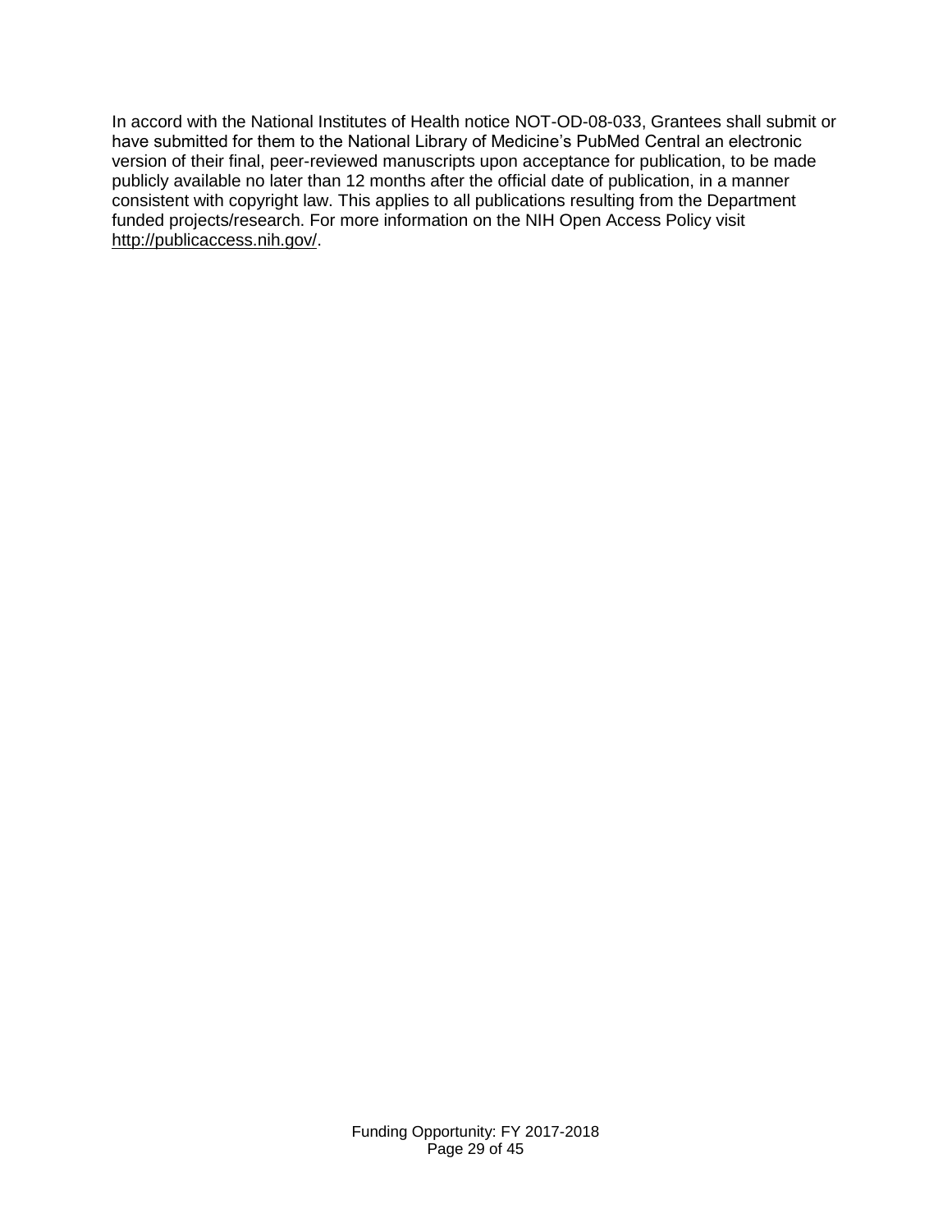In accord with the National Institutes of Health notice NOT-OD-08-033, Grantees shall submit or have submitted for them to the National Library of Medicine's PubMed Central an electronic version of their final, peer-reviewed manuscripts upon acceptance for publication, to be made publicly available no later than 12 months after the official date of publication, in a manner consistent with copyright law. This applies to all publications resulting from the Department funded projects/research. For more information on the NIH Open Access Policy visit http://publicaccess.nih.gov/.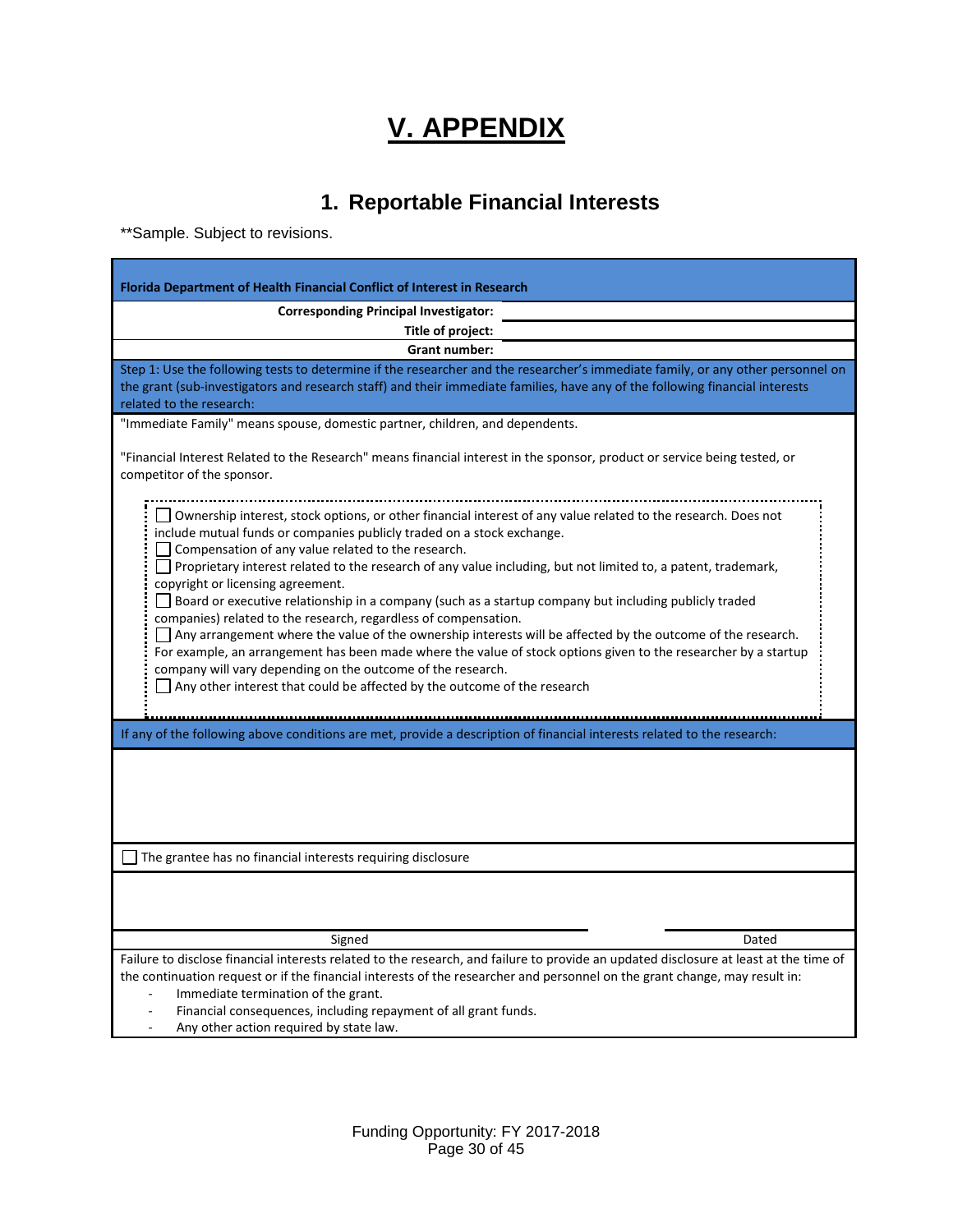# V. APPENDIX

## 1. Reportable Financial Interests

**Sample. Subject to revisions.

**Florida Department of Health Financial Conflict of Interest in Research**

**Corresponding Principal Investigator:** ____________________

**Title of project:** ____________________

**Grant number:** ____________________

Step 1: Use the following tests to determine if the researcher and the researcher's immediate family, or any other personnel on the grant (sub-investigators and research staff) and their immediate families, have any of the following financial interests related to the research:

"Immediate Family" means spouse, domestic partner, children, and dependents.

"Financial Interest Related to the Research" means financial interest in the sponsor, product or service being tested, or competitor of the sponsor.

- ☐ Ownership interest, stock options, or other financial interest of any value related to the research. Does not include mutual funds or companies publicly traded on a stock exchange.
- ☐ Compensation of any value related to the research.
- ☐ Proprietary interest related to the research of any value including, but not limited to, a patent, trademark, copyright or licensing agreement.
- ☐ Board or executive relationship in a company (such as a startup company but including publicly traded companies) related to the research, regardless of compensation.
- ☐ Any arrangement where the value of the ownership interests will be affected by the outcome of the research. For example, an arrangement has been made where the value of stock options given to the researcher by a startup company will vary depending on the outcome of the research.
- ☐ Any other interest that could be affected by the outcome of the research

If any of the following above conditions are met, provide a description of financial interests related to the research:

☐ The grantee has no financial interests requiring disclosure

| Signed | Dated |
|---|---|

Failure to disclose financial interests related to the research, and failure to provide an updated disclosure at least at the time of the continuation request or if the financial interests of the researcher and personnel on the grant change, may result in:

- Immediate termination of the grant.
- Financial consequences, including repayment of all grant funds.
- Any other action required by state law.

Funding Opportunity: FY 2017-2018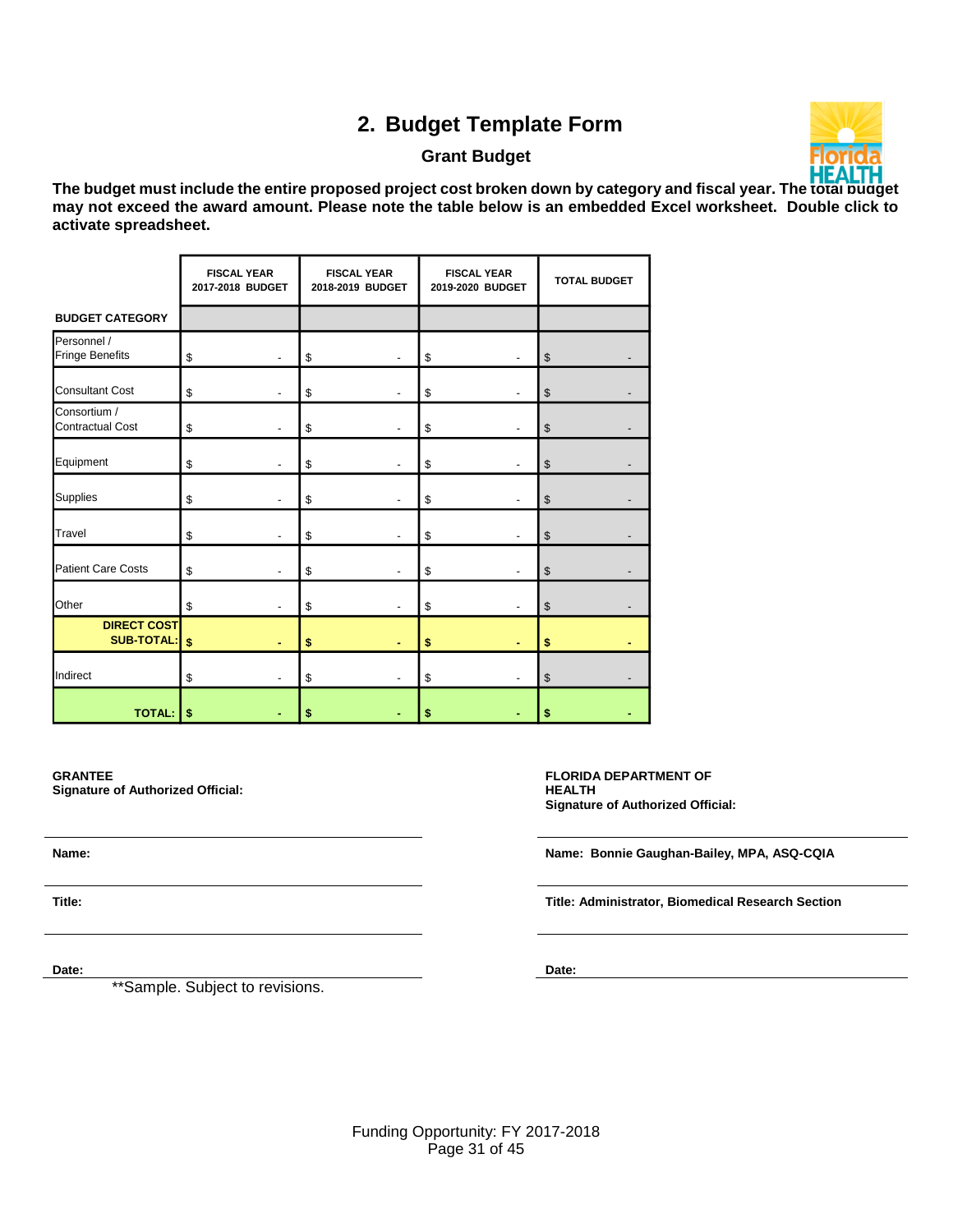## 2. Budget Template Form

### Grant Budget

**The budget must include the entire proposed project cost broken down by category and fiscal year. The total budget may not exceed the award amount. Please note the table below is an embedded Excel worksheet. Double click to activate spreadsheet.**

| BUDGET CATEGORY | FISCAL YEAR 2017-2018 BUDGET | FISCAL YEAR 2018-2019 BUDGET | FISCAL YEAR 2019-2020 BUDGET | TOTAL BUDGET |
|---|---|---|---|---|
| Personnel / Fringe Benefits | $ - | $ - | $ - | $ - |
| Consultant Cost | $ - | $ - | $ - | $ - |
| Consortium / Contractual Cost | $ - | $ - | $ - | $ - |
| Equipment | $ - | $ - | $ - | $ - |
| Supplies | $ - | $ - | $ - | $ - |
| Travel | $ - | $ - | $ - | $ - |
| Patient Care Costs | $ - | $ - | $ - | $ - |
| Other | $ - | $ - | $ - | $ - |
| **DIRECT COST SUB-TOTAL:** | **$ -** | **$ -** | **$ -** | **$ -** |
| Indirect | $ - | $ - | $ - | $ - |
| **TOTAL:** | **$ -** | **$ -** | **$ -** | **$ -** |

**GRANTEE**
**Signature of Authorized Official:**

**Name:**

**Title:**

**Date:**

**FLORIDA DEPARTMENT OF HEALTH**
**Signature of Authorized Official:**

**Name: Bonnie Gaughan-Bailey, MPA, ASQ-CQIA**

**Title: Administrator, Biomedical Research Section**

**Date:**

**Sample. Subject to revisions.

Funding Opportunity: FY 2017-2018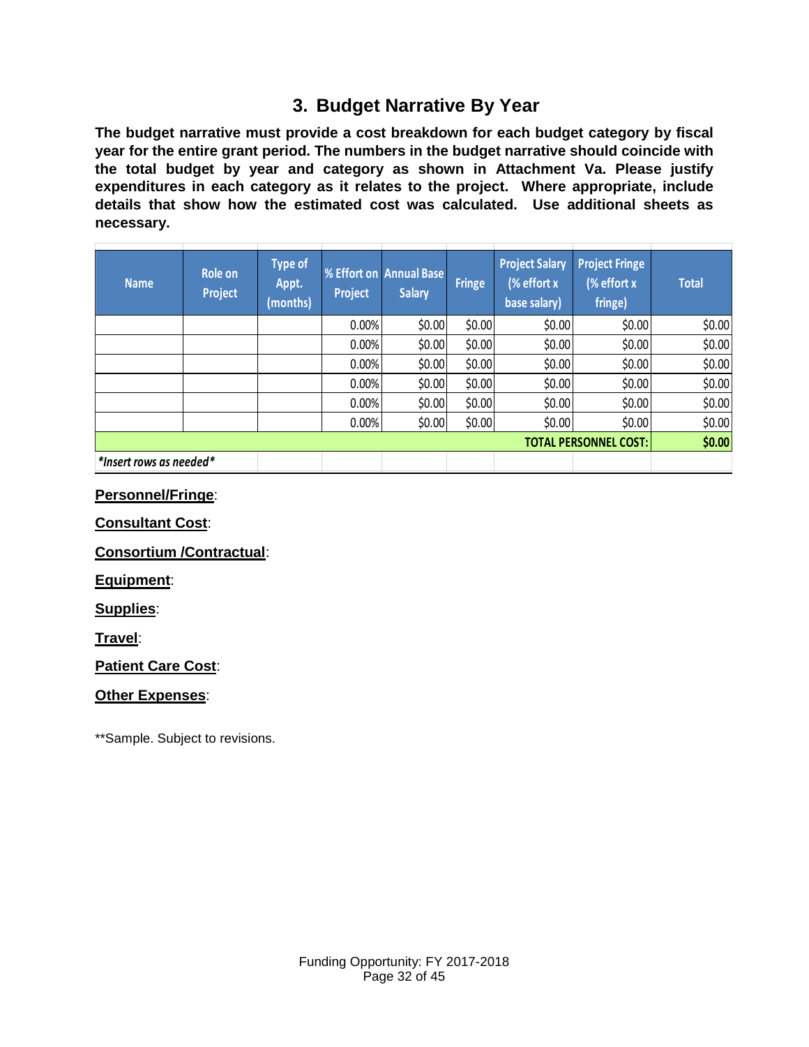## 3. Budget Narrative By Year

**The budget narrative must provide a cost breakdown for each budget category by fiscal year for the entire grant period. The numbers in the budget narrative should coincide with the total budget by year and category as shown in Attachment Va. Please justify expenditures in each category as it relates to the project. Where appropriate, include details that show how the estimated cost was calculated. Use additional sheets as necessary.**

| Name | Role on Project | Type of Appt. (months) | % Effort on Project | Annual Base Salary | Fringe | Project Salary (% effort x base salary) | Project Fringe (% effort x fringe) | Total |
|---|---|---|---|---|---|---|---|---|
| | | | 0.00% | $0.00 | $0.00 | $0.00 | $0.00 | $0.00 |
| | | | 0.00% | $0.00 | $0.00 | $0.00 | $0.00 | $0.00 |
| | | | 0.00% | $0.00 | $0.00 | $0.00 | $0.00 | $0.00 |
| | | | 0.00% | $0.00 | $0.00 | $0.00 | $0.00 | $0.00 |
| | | | 0.00% | $0.00 | $0.00 | $0.00 | $0.00 | $0.00 |
| | | | 0.00% | $0.00 | $0.00 | $0.00 | $0.00 | $0.00 |
| | | | | | | | **TOTAL PERSONNEL COST:** | **$0.00** |
| ***Insert rows as needed*** | | | | | | | | |

**Personnel/Fringe**:

**Consultant Cost**:

**Consortium /Contractual**:

**Equipment**:

**Supplies**:

**Travel**:

**Patient Care Cost**:

**Other Expenses**:

**Sample. Subject to revisions.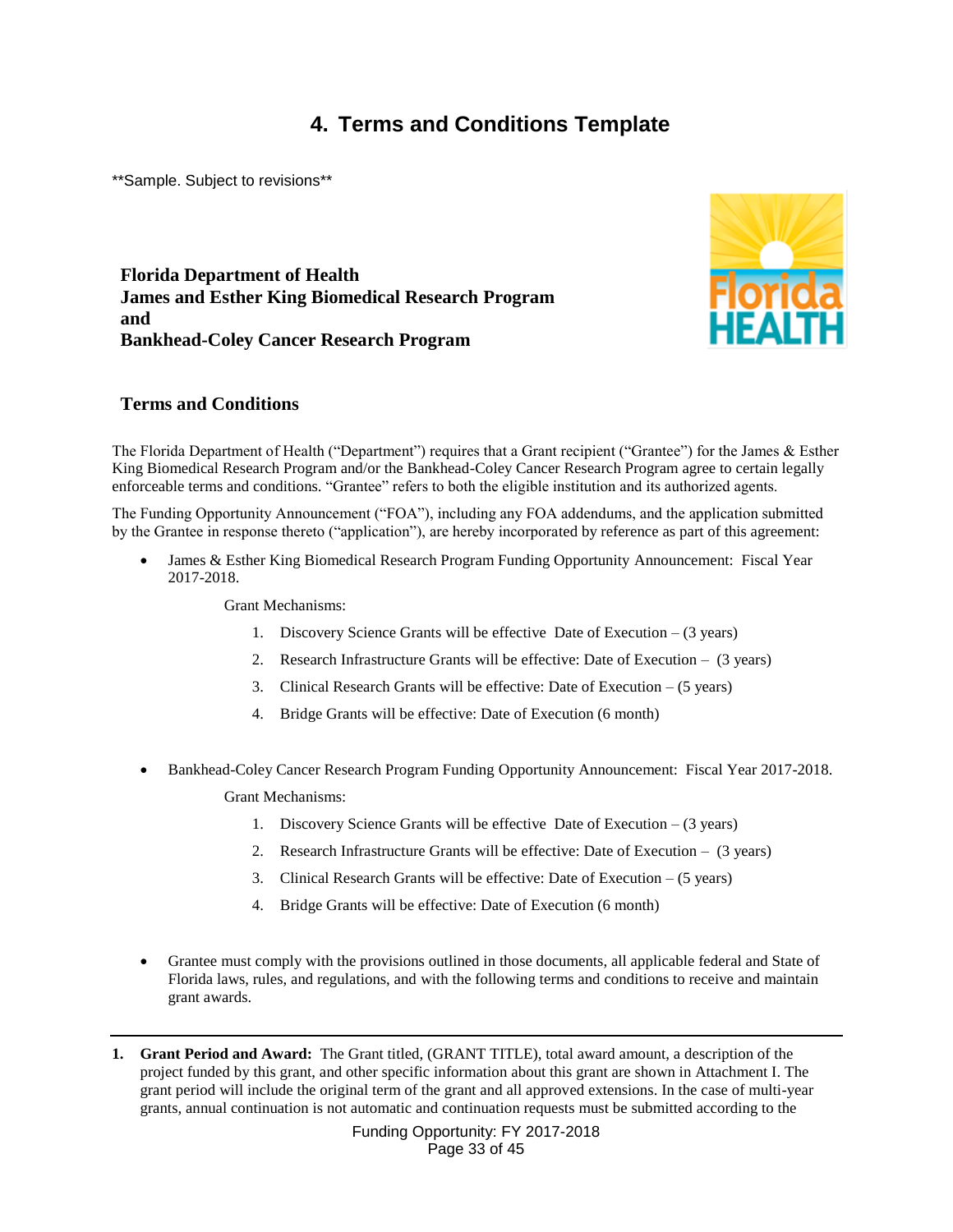# 4. Terms and Conditions Template

**Sample. Subject to revisions**

**Florida Department of Health**
**James and Esther King Biomedical Research Program**
**and**
**Bankhead-Coley Cancer Research Program**

## Terms and Conditions

The Florida Department of Health ("Department") requires that a Grant recipient ("Grantee") for the James & Esther King Biomedical Research Program and/or the Bankhead-Coley Cancer Research Program agree to certain legally enforceable terms and conditions. "Grantee" refers to both the eligible institution and its authorized agents.

The Funding Opportunity Announcement ("FOA"), including any FOA addendums, and the application submitted by the Grantee in response thereto ("application"), are hereby incorporated by reference as part of this agreement:

- James & Esther King Biomedical Research Program Funding Opportunity Announcement: Fiscal Year 2017-2018.

  Grant Mechanisms:

  1. Discovery Science Grants will be effective Date of Execution – (3 years)
  2. Research Infrastructure Grants will be effective: Date of Execution – (3 years)
  3. Clinical Research Grants will be effective: Date of Execution – (5 years)
  4. Bridge Grants will be effective: Date of Execution (6 month)

- Bankhead-Coley Cancer Research Program Funding Opportunity Announcement: Fiscal Year 2017-2018.

  Grant Mechanisms:

  1. Discovery Science Grants will be effective Date of Execution – (3 years)
  2. Research Infrastructure Grants will be effective: Date of Execution – (3 years)
  3. Clinical Research Grants will be effective: Date of Execution – (5 years)
  4. Bridge Grants will be effective: Date of Execution (6 month)

- Grantee must comply with the provisions outlined in those documents, all applicable federal and State of Florida laws, rules, and regulations, and with the following terms and conditions to receive and maintain grant awards.

---

1. **Grant Period and Award:** The Grant titled, (GRANT TITLE), total award amount, a description of the project funded by this grant, and other specific information about this grant are shown in Attachment I. The grant period will include the original term of the grant and all approved extensions. In the case of multi-year grants, annual continuation is not automatic and continuation requests must be submitted according to the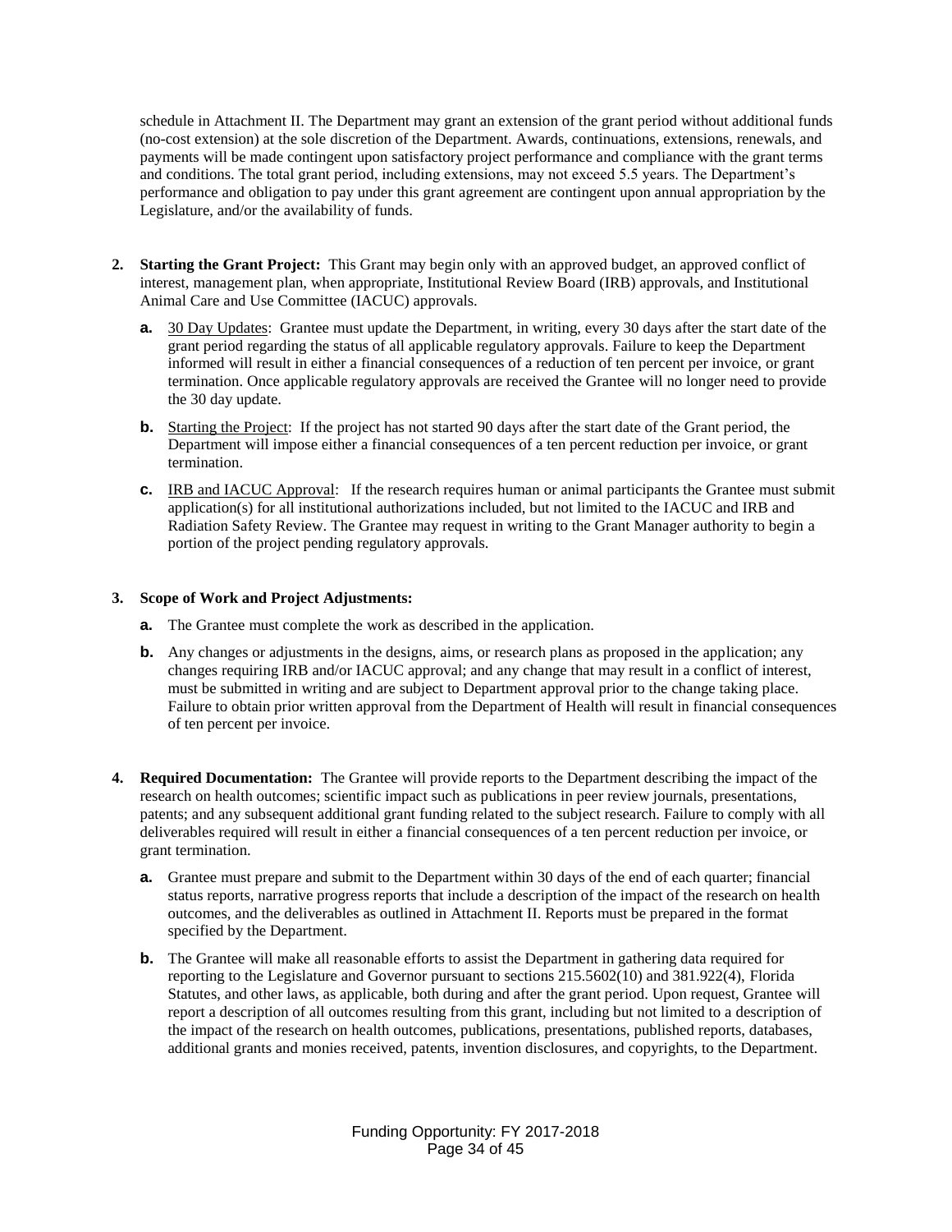schedule in Attachment II. The Department may grant an extension of the grant period without additional funds (no-cost extension) at the sole discretion of the Department. Awards, continuations, extensions, renewals, and payments will be made contingent upon satisfactory project performance and compliance with the grant terms and conditions. The total grant period, including extensions, may not exceed 5.5 years. The Department's performance and obligation to pay under this grant agreement are contingent upon annual appropriation by the Legislature, and/or the availability of funds.

2. **Starting the Grant Project:** This Grant may begin only with an approved budget, an approved conflict of interest, management plan, when appropriate, Institutional Review Board (IRB) approvals, and Institutional Animal Care and Use Committee (IACUC) approvals.

   a. 30 Day Updates: Grantee must update the Department, in writing, every 30 days after the start date of the grant period regarding the status of all applicable regulatory approvals. Failure to keep the Department informed will result in either a financial consequences of a reduction of ten percent per invoice, or grant termination. Once applicable regulatory approvals are received the Grantee will no longer need to provide the 30 day update.

   b. Starting the Project: If the project has not started 90 days after the start date of the Grant period, the Department will impose either a financial consequences of a ten percent reduction per invoice, or grant termination.

   c. IRB and IACUC Approval: If the research requires human or animal participants the Grantee must submit application(s) for all institutional authorizations included, but not limited to the IACUC and IRB and Radiation Safety Review. The Grantee may request in writing to the Grant Manager authority to begin a portion of the project pending regulatory approvals.

3. **Scope of Work and Project Adjustments:**

   a. The Grantee must complete the work as described in the application.

   b. Any changes or adjustments in the designs, aims, or research plans as proposed in the application; any changes requiring IRB and/or IACUC approval; and any change that may result in a conflict of interest, must be submitted in writing and are subject to Department approval prior to the change taking place. Failure to obtain prior written approval from the Department of Health will result in financial consequences of ten percent per invoice.

4. **Required Documentation:** The Grantee will provide reports to the Department describing the impact of the research on health outcomes; scientific impact such as publications in peer review journals, presentations, patents; and any subsequent additional grant funding related to the subject research. Failure to comply with all deliverables required will result in either a financial consequences of a ten percent reduction per invoice, or grant termination.

   a. Grantee must prepare and submit to the Department within 30 days of the end of each quarter; financial status reports, narrative progress reports that include a description of the impact of the research on health outcomes, and the deliverables as outlined in Attachment II. Reports must be prepared in the format specified by the Department.

   b. The Grantee will make all reasonable efforts to assist the Department in gathering data required for reporting to the Legislature and Governor pursuant to sections 215.5602(10) and 381.922(4), Florida Statutes, and other laws, as applicable, both during and after the grant period. Upon request, Grantee will report a description of all outcomes resulting from this grant, including but not limited to a description of the impact of the research on health outcomes, publications, presentations, published reports, databases, additional grants and monies received, patents, invention disclosures, and copyrights, to the Department.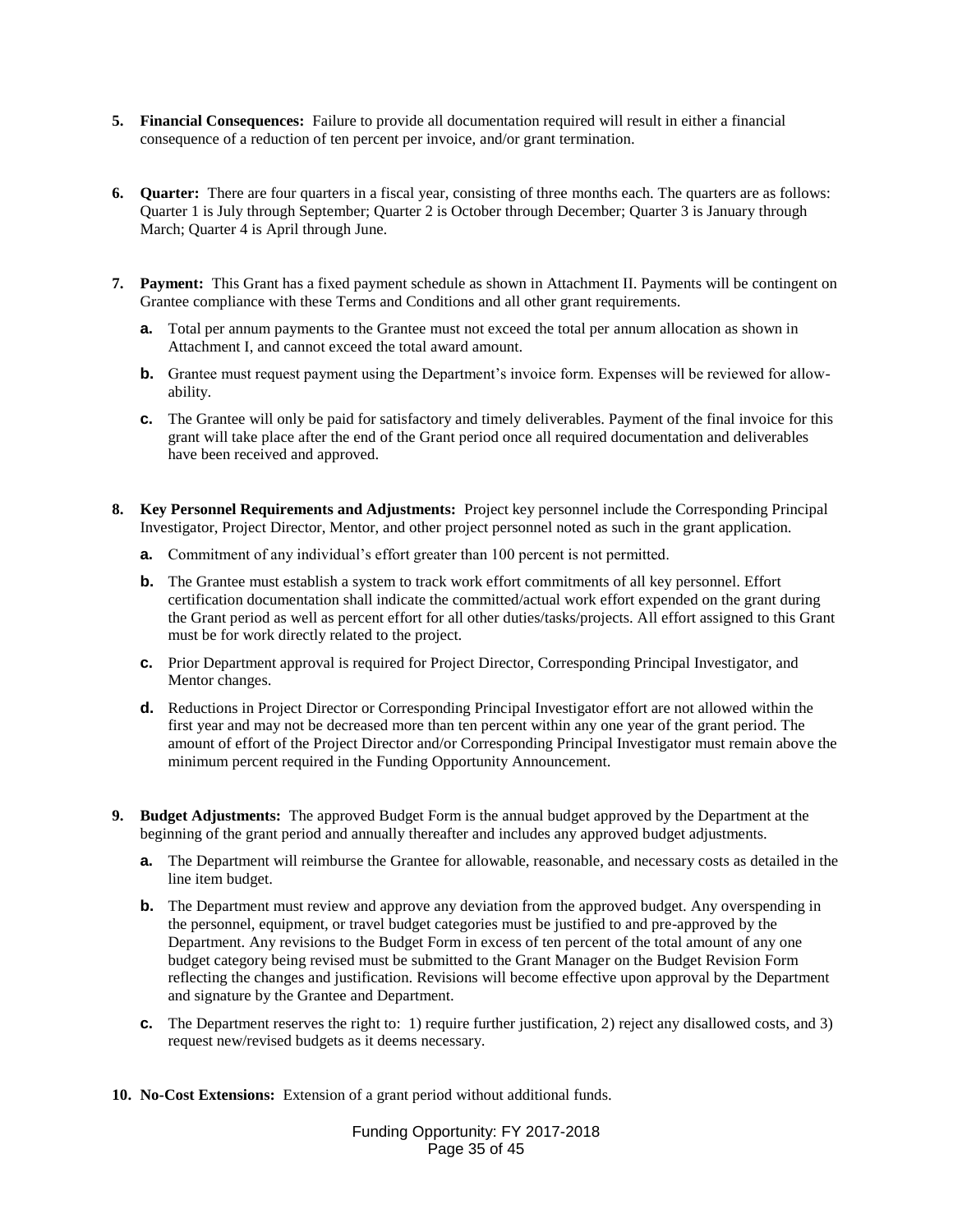5. **Financial Consequences:** Failure to provide all documentation required will result in either a financial consequence of a reduction of ten percent per invoice, and/or grant termination.

6. **Quarter:** There are four quarters in a fiscal year, consisting of three months each. The quarters are as follows: Quarter 1 is July through September; Quarter 2 is October through December; Quarter 3 is January through March; Quarter 4 is April through June.

7. **Payment:** This Grant has a fixed payment schedule as shown in Attachment II. Payments will be contingent on Grantee compliance with these Terms and Conditions and all other grant requirements.

   a. Total per annum payments to the Grantee must not exceed the total per annum allocation as shown in Attachment I, and cannot exceed the total award amount.

   b. Grantee must request payment using the Department's invoice form. Expenses will be reviewed for allow-ability.

   c. The Grantee will only be paid for satisfactory and timely deliverables. Payment of the final invoice for this grant will take place after the end of the Grant period once all required documentation and deliverables have been received and approved.

8. **Key Personnel Requirements and Adjustments:** Project key personnel include the Corresponding Principal Investigator, Project Director, Mentor, and other project personnel noted as such in the grant application.

   a. Commitment of any individual's effort greater than 100 percent is not permitted.

   b. The Grantee must establish a system to track work effort commitments of all key personnel. Effort certification documentation shall indicate the committed/actual work effort expended on the grant during the Grant period as well as percent effort for all other duties/tasks/projects. All effort assigned to this Grant must be for work directly related to the project.

   c. Prior Department approval is required for Project Director, Corresponding Principal Investigator, and Mentor changes.

   d. Reductions in Project Director or Corresponding Principal Investigator effort are not allowed within the first year and may not be decreased more than ten percent within any one year of the grant period. The amount of effort of the Project Director and/or Corresponding Principal Investigator must remain above the minimum percent required in the Funding Opportunity Announcement.

9. **Budget Adjustments:** The approved Budget Form is the annual budget approved by the Department at the beginning of the grant period and annually thereafter and includes any approved budget adjustments.

   a. The Department will reimburse the Grantee for allowable, reasonable, and necessary costs as detailed in the line item budget.

   b. The Department must review and approve any deviation from the approved budget. Any overspending in the personnel, equipment, or travel budget categories must be justified to and pre-approved by the Department. Any revisions to the Budget Form in excess of ten percent of the total amount of any one budget category being revised must be submitted to the Grant Manager on the Budget Revision Form reflecting the changes and justification. Revisions will become effective upon approval by the Department and signature by the Grantee and Department.

   c. The Department reserves the right to: 1) require further justification, 2) reject any disallowed costs, and 3) request new/revised budgets as it deems necessary.

10. **No-Cost Extensions:** Extension of a grant period without additional funds.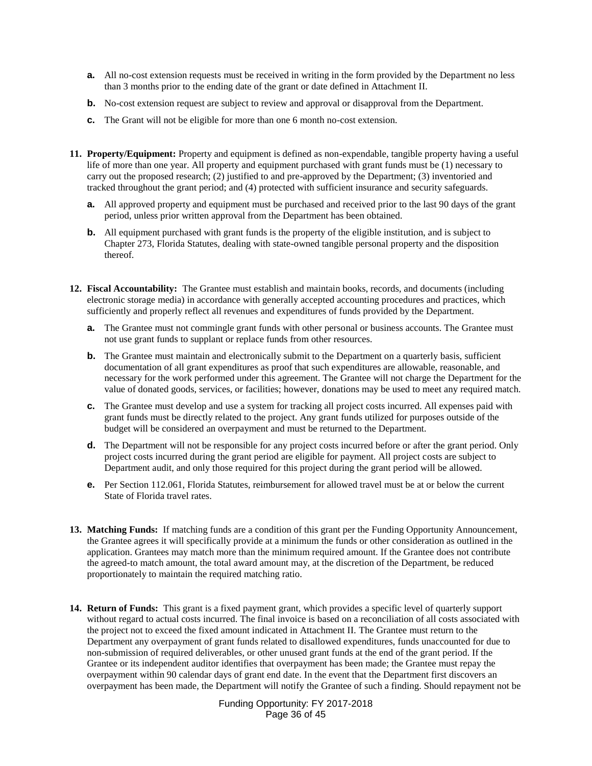- **a.** All no-cost extension requests must be received in writing in the form provided by the Department no less than 3 months prior to the ending date of the grant or date defined in Attachment II.
   - **b.** No-cost extension request are subject to review and approval or disapproval from the Department.
   - **c.** The Grant will not be eligible for more than one 6 month no-cost extension.

11. **Property/Equipment:** Property and equipment is defined as non-expendable, tangible property having a useful life of more than one year. All property and equipment purchased with grant funds must be (1) necessary to carry out the proposed research; (2) justified to and pre-approved by the Department; (3) inventoried and tracked throughout the grant period; and (4) protected with sufficient insurance and security safeguards.
    - **a.** All approved property and equipment must be purchased and received prior to the last 90 days of the grant period, unless prior written approval from the Department has been obtained.
    - **b.** All equipment purchased with grant funds is the property of the eligible institution, and is subject to Chapter 273, Florida Statutes, dealing with state-owned tangible personal property and the disposition thereof.

12. **Fiscal Accountability:** The Grantee must establish and maintain books, records, and documents (including electronic storage media) in accordance with generally accepted accounting procedures and practices, which sufficiently and properly reflect all revenues and expenditures of funds provided by the Department.
    - **a.** The Grantee must not commingle grant funds with other personal or business accounts. The Grantee must not use grant funds to supplant or replace funds from other resources.
    - **b.** The Grantee must maintain and electronically submit to the Department on a quarterly basis, sufficient documentation of all grant expenditures as proof that such expenditures are allowable, reasonable, and necessary for the work performed under this agreement. The Grantee will not charge the Department for the value of donated goods, services, or facilities; however, donations may be used to meet any required match.
    - **c.** The Grantee must develop and use a system for tracking all project costs incurred. All expenses paid with grant funds must be directly related to the project. Any grant funds utilized for purposes outside of the budget will be considered an overpayment and must be returned to the Department.
    - **d.** The Department will not be responsible for any project costs incurred before or after the grant period. Only project costs incurred during the grant period are eligible for payment. All project costs are subject to Department audit, and only those required for this project during the grant period will be allowed.
    - **e.** Per Section 112.061, Florida Statutes, reimbursement for allowed travel must be at or below the current State of Florida travel rates.

13. **Matching Funds:** If matching funds are a condition of this grant per the Funding Opportunity Announcement, the Grantee agrees it will specifically provide at a minimum the funds or other consideration as outlined in the application. Grantees may match more than the minimum required amount. If the Grantee does not contribute the agreed-to match amount, the total award amount may, at the discretion of the Department, be reduced proportionately to maintain the required matching ratio.

14. **Return of Funds:** This grant is a fixed payment grant, which provides a specific level of quarterly support without regard to actual costs incurred. The final invoice is based on a reconciliation of all costs associated with the project not to exceed the fixed amount indicated in Attachment II. The Grantee must return to the Department any overpayment of grant funds related to disallowed expenditures, funds unaccounted for due to non-submission of required deliverables, or other unused grant funds at the end of the grant period. If the Grantee or its independent auditor identifies that overpayment has been made; the Grantee must repay the overpayment within 90 calendar days of grant end date. In the event that the Department first discovers an overpayment has been made, the Department will notify the Grantee of such a finding. Should repayment not be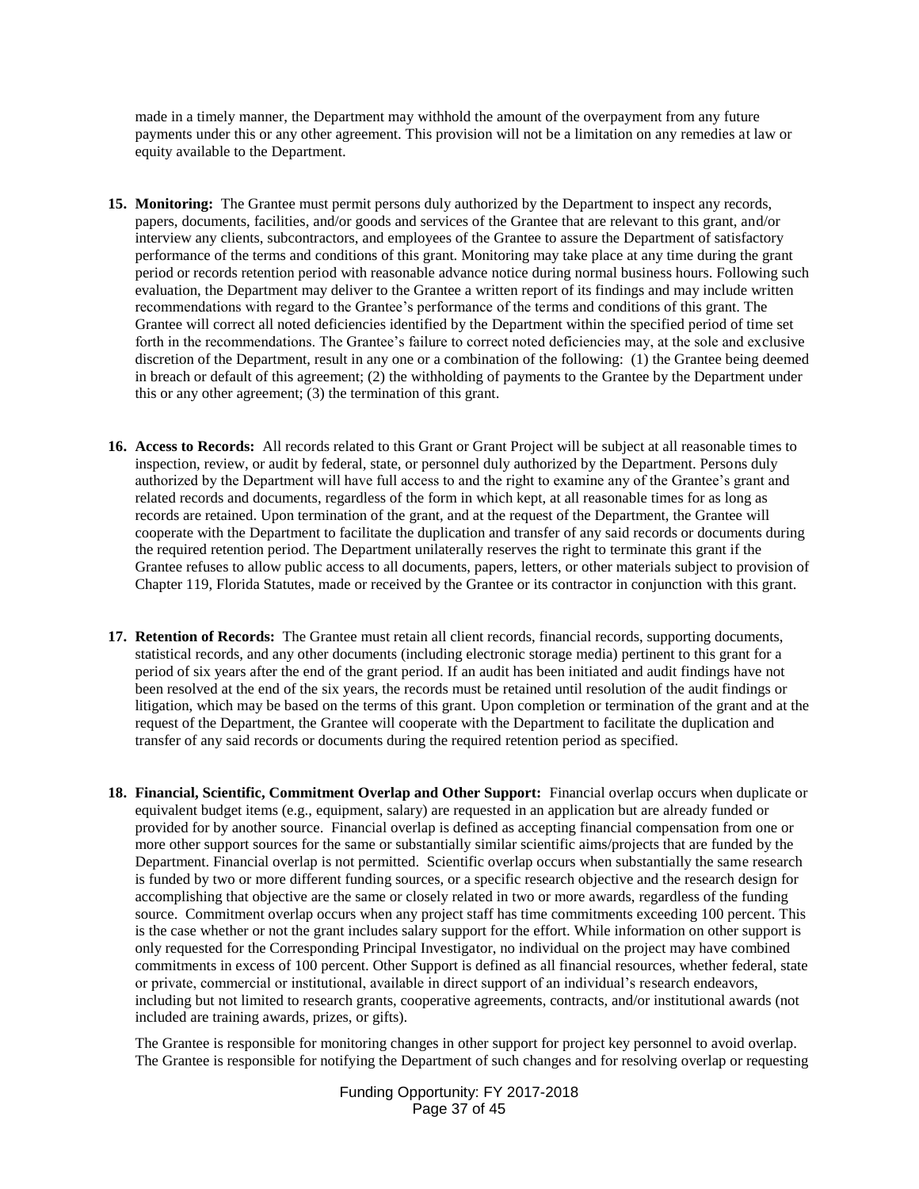made in a timely manner, the Department may withhold the amount of the overpayment from any future payments under this or any other agreement. This provision will not be a limitation on any remedies at law or equity available to the Department.

15. **Monitoring:** The Grantee must permit persons duly authorized by the Department to inspect any records, papers, documents, facilities, and/or goods and services of the Grantee that are relevant to this grant, and/or interview any clients, subcontractors, and employees of the Grantee to assure the Department of satisfactory performance of the terms and conditions of this grant. Monitoring may take place at any time during the grant period or records retention period with reasonable advance notice during normal business hours. Following such evaluation, the Department may deliver to the Grantee a written report of its findings and may include written recommendations with regard to the Grantee's performance of the terms and conditions of this grant. The Grantee will correct all noted deficiencies identified by the Department within the specified period of time set forth in the recommendations. The Grantee's failure to correct noted deficiencies may, at the sole and exclusive discretion of the Department, result in any one or a combination of the following: (1) the Grantee being deemed in breach or default of this agreement; (2) the withholding of payments to the Grantee by the Department under this or any other agreement; (3) the termination of this grant.

16. **Access to Records:** All records related to this Grant or Grant Project will be subject at all reasonable times to inspection, review, or audit by federal, state, or personnel duly authorized by the Department. Persons duly authorized by the Department will have full access to and the right to examine any of the Grantee's grant and related records and documents, regardless of the form in which kept, at all reasonable times for as long as records are retained. Upon termination of the grant, and at the request of the Department, the Grantee will cooperate with the Department to facilitate the duplication and transfer of any said records or documents during the required retention period. The Department unilaterally reserves the right to terminate this grant if the Grantee refuses to allow public access to all documents, papers, letters, or other materials subject to provision of Chapter 119, Florida Statutes, made or received by the Grantee or its contractor in conjunction with this grant.

17. **Retention of Records:** The Grantee must retain all client records, financial records, supporting documents, statistical records, and any other documents (including electronic storage media) pertinent to this grant for a period of six years after the end of the grant period. If an audit has been initiated and audit findings have not been resolved at the end of the six years, the records must be retained until resolution of the audit findings or litigation, which may be based on the terms of this grant. Upon completion or termination of the grant and at the request of the Department, the Grantee will cooperate with the Department to facilitate the duplication and transfer of any said records or documents during the required retention period as specified.

18. **Financial, Scientific, Commitment Overlap and Other Support:** Financial overlap occurs when duplicate or equivalent budget items (e.g., equipment, salary) are requested in an application but are already funded or provided for by another source. Financial overlap is defined as accepting financial compensation from one or more other support sources for the same or substantially similar scientific aims/projects that are funded by the Department. Financial overlap is not permitted. Scientific overlap occurs when substantially the same research is funded by two or more different funding sources, or a specific research objective and the research design for accomplishing that objective are the same or closely related in two or more awards, regardless of the funding source. Commitment overlap occurs when any project staff has time commitments exceeding 100 percent. This is the case whether or not the grant includes salary support for the effort. While information on other support is only requested for the Corresponding Principal Investigator, no individual on the project may have combined commitments in excess of 100 percent. Other Support is defined as all financial resources, whether federal, state or private, commercial or institutional, available in direct support of an individual's research endeavors, including but not limited to research grants, cooperative agreements, contracts, and/or institutional awards (not included are training awards, prizes, or gifts).

    The Grantee is responsible for monitoring changes in other support for project key personnel to avoid overlap. The Grantee is responsible for notifying the Department of such changes and for resolving overlap or requesting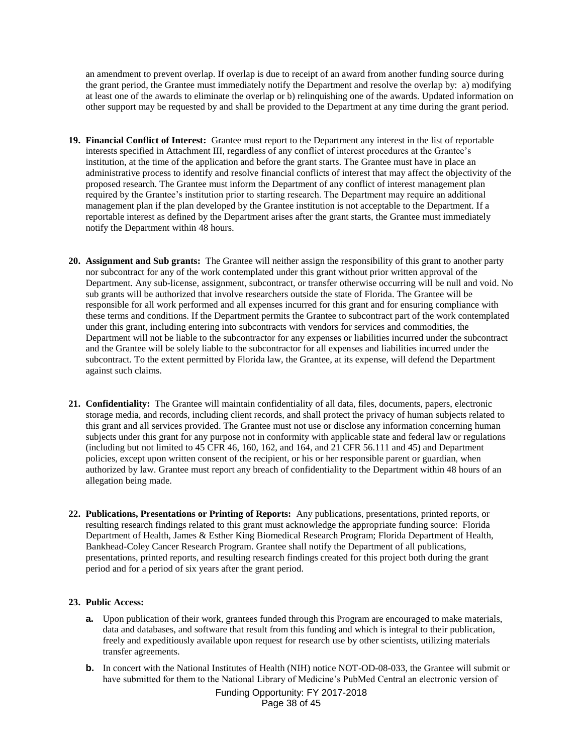an amendment to prevent overlap. If overlap is due to receipt of an award from another funding source during the grant period, the Grantee must immediately notify the Department and resolve the overlap by: a) modifying at least one of the awards to eliminate the overlap or b) relinquishing one of the awards. Updated information on other support may be requested by and shall be provided to the Department at any time during the grant period.

19. **Financial Conflict of Interest:** Grantee must report to the Department any interest in the list of reportable interests specified in Attachment III, regardless of any conflict of interest procedures at the Grantee's institution, at the time of the application and before the grant starts. The Grantee must have in place an administrative process to identify and resolve financial conflicts of interest that may affect the objectivity of the proposed research. The Grantee must inform the Department of any conflict of interest management plan required by the Grantee's institution prior to starting research. The Department may require an additional management plan if the plan developed by the Grantee institution is not acceptable to the Department. If a reportable interest as defined by the Department arises after the grant starts, the Grantee must immediately notify the Department within 48 hours.

20. **Assignment and Sub grants:** The Grantee will neither assign the responsibility of this grant to another party nor subcontract for any of the work contemplated under this grant without prior written approval of the Department. Any sub-license, assignment, subcontract, or transfer otherwise occurring will be null and void. No sub grants will be authorized that involve researchers outside the state of Florida. The Grantee will be responsible for all work performed and all expenses incurred for this grant and for ensuring compliance with these terms and conditions. If the Department permits the Grantee to subcontract part of the work contemplated under this grant, including entering into subcontracts with vendors for services and commodities, the Department will not be liable to the subcontractor for any expenses or liabilities incurred under the subcontract and the Grantee will be solely liable to the subcontractor for all expenses and liabilities incurred under the subcontract. To the extent permitted by Florida law, the Grantee, at its expense, will defend the Department against such claims.

21. **Confidentiality:** The Grantee will maintain confidentiality of all data, files, documents, papers, electronic storage media, and records, including client records, and shall protect the privacy of human subjects related to this grant and all services provided. The Grantee must not use or disclose any information concerning human subjects under this grant for any purpose not in conformity with applicable state and federal law or regulations (including but not limited to 45 CFR 46, 160, 162, and 164, and 21 CFR 56.111 and 45) and Department policies, except upon written consent of the recipient, or his or her responsible parent or guardian, when authorized by law. Grantee must report any breach of confidentiality to the Department within 48 hours of an allegation being made.

22. **Publications, Presentations or Printing of Reports:** Any publications, presentations, printed reports, or resulting research findings related to this grant must acknowledge the appropriate funding source: Florida Department of Health, James & Esther King Biomedical Research Program; Florida Department of Health, Bankhead-Coley Cancer Research Program. Grantee shall notify the Department of all publications, presentations, printed reports, and resulting research findings created for this project both during the grant period and for a period of six years after the grant period.

23. **Public Access:**

    a. Upon publication of their work, grantees funded through this Program are encouraged to make materials, data and databases, and software that result from this funding and which is integral to their publication, freely and expeditiously available upon request for research use by other scientists, utilizing materials transfer agreements.

    b. In concert with the National Institutes of Health (NIH) notice NOT-OD-08-033, the Grantee will submit or have submitted for them to the National Library of Medicine's PubMed Central an electronic version of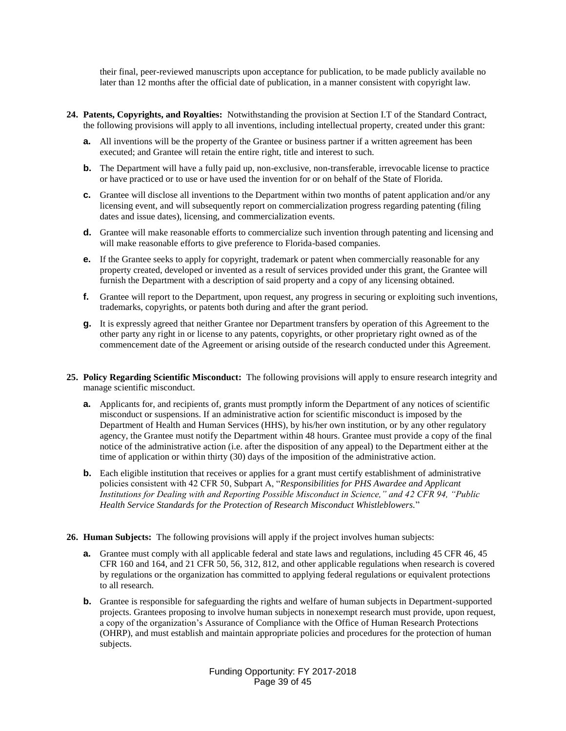their final, peer-reviewed manuscripts upon acceptance for publication, to be made publicly available no later than 12 months after the official date of publication, in a manner consistent with copyright law.

**24. Patents, Copyrights, and Royalties:** Notwithstanding the provision at Section I.T of the Standard Contract, the following provisions will apply to all inventions, including intellectual property, created under this grant:

- **a.** All inventions will be the property of the Grantee or business partner if a written agreement has been executed; and Grantee will retain the entire right, title and interest to such.
- **b.** The Department will have a fully paid up, non-exclusive, non-transferable, irrevocable license to practice or have practiced or to use or have used the invention for or on behalf of the State of Florida.
- **c.** Grantee will disclose all inventions to the Department within two months of patent application and/or any licensing event, and will subsequently report on commercialization progress regarding patenting (filing dates and issue dates), licensing, and commercialization events.
- **d.** Grantee will make reasonable efforts to commercialize such invention through patenting and licensing and will make reasonable efforts to give preference to Florida-based companies.
- **e.** If the Grantee seeks to apply for copyright, trademark or patent when commercially reasonable for any property created, developed or invented as a result of services provided under this grant, the Grantee will furnish the Department with a description of said property and a copy of any licensing obtained.
- **f.** Grantee will report to the Department, upon request, any progress in securing or exploiting such inventions, trademarks, copyrights, or patents both during and after the grant period.
- **g.** It is expressly agreed that neither Grantee nor Department transfers by operation of this Agreement to the other party any right in or license to any patents, copyrights, or other proprietary right owned as of the commencement date of the Agreement or arising outside of the research conducted under this Agreement.

**25. Policy Regarding Scientific Misconduct:** The following provisions will apply to ensure research integrity and manage scientific misconduct.

- **a.** Applicants for, and recipients of, grants must promptly inform the Department of any notices of scientific misconduct or suspensions. If an administrative action for scientific misconduct is imposed by the Department of Health and Human Services (HHS), by his/her own institution, or by any other regulatory agency, the Grantee must notify the Department within 48 hours. Grantee must provide a copy of the final notice of the administrative action (i.e. after the disposition of any appeal) to the Department either at the time of application or within thirty (30) days of the imposition of the administrative action.
- **b.** Each eligible institution that receives or applies for a grant must certify establishment of administrative policies consistent with 42 CFR 50, Subpart A, "*Responsibilities for PHS Awardee and Applicant Institutions for Dealing with and Reporting Possible Misconduct in Science," and 42 CFR 94, "Public Health Service Standards for the Protection of Research Misconduct Whistleblowers.*"

**26. Human Subjects:** The following provisions will apply if the project involves human subjects:

- **a.** Grantee must comply with all applicable federal and state laws and regulations, including 45 CFR 46, 45 CFR 160 and 164, and 21 CFR 50, 56, 312, 812, and other applicable regulations when research is covered by regulations or the organization has committed to applying federal regulations or equivalent protections to all research.
- **b.** Grantee is responsible for safeguarding the rights and welfare of human subjects in Department-supported projects. Grantees proposing to involve human subjects in nonexempt research must provide, upon request, a copy of the organization's Assurance of Compliance with the Office of Human Research Protections (OHRP), and must establish and maintain appropriate policies and procedures for the protection of human subjects.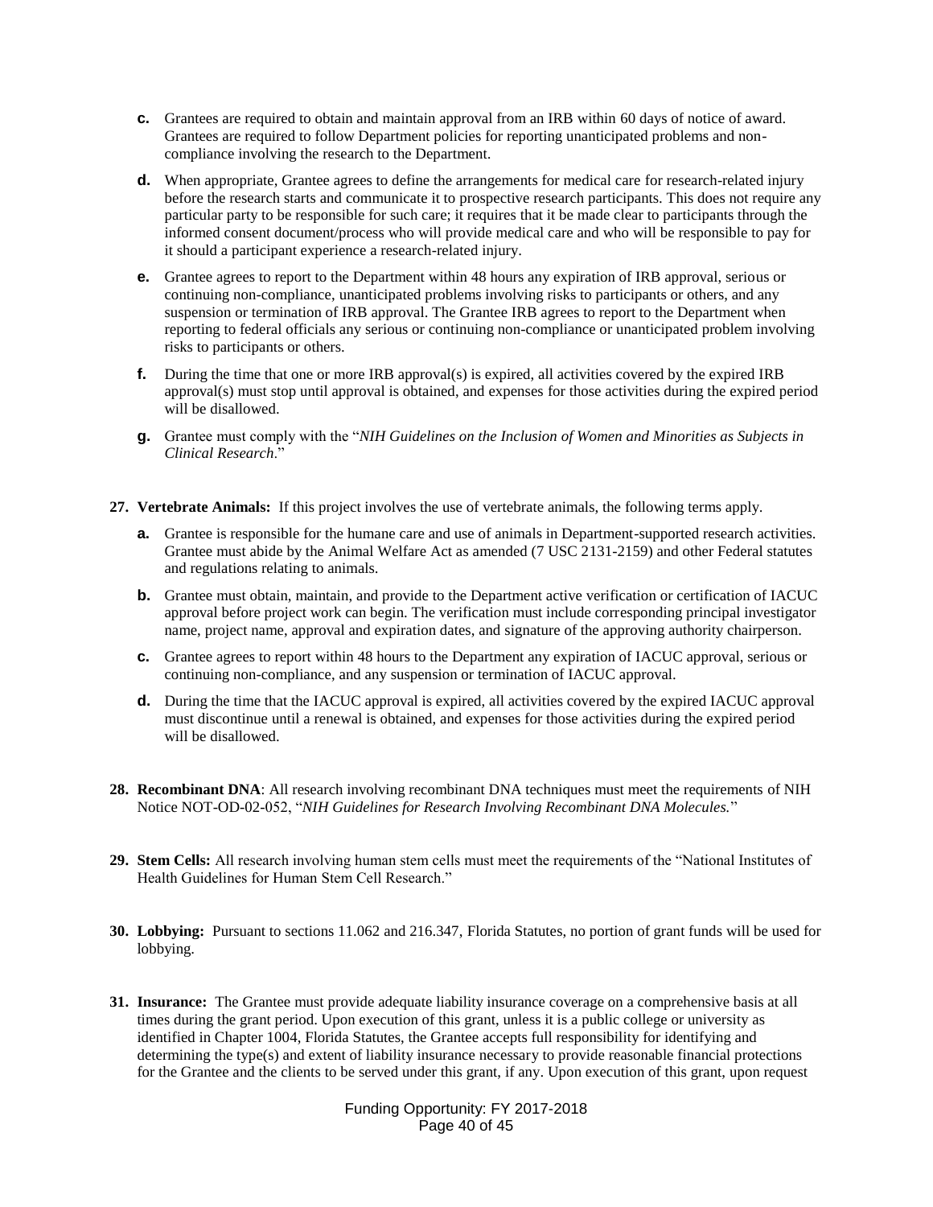c. Grantees are required to obtain and maintain approval from an IRB within 60 days of notice of award. Grantees are required to follow Department policies for reporting unanticipated problems and non-compliance involving the research to the Department.

d. When appropriate, Grantee agrees to define the arrangements for medical care for research-related injury before the research starts and communicate it to prospective research participants. This does not require any particular party to be responsible for such care; it requires that it be made clear to participants through the informed consent document/process who will provide medical care and who will be responsible to pay for it should a participant experience a research-related injury.

e. Grantee agrees to report to the Department within 48 hours any expiration of IRB approval, serious or continuing non-compliance, unanticipated problems involving risks to participants or others, and any suspension or termination of IRB approval. The Grantee IRB agrees to report to the Department when reporting to federal officials any serious or continuing non-compliance or unanticipated problem involving risks to participants or others.

f. During the time that one or more IRB approval(s) is expired, all activities covered by the expired IRB approval(s) must stop until approval is obtained, and expenses for those activities during the expired period will be disallowed.

g. Grantee must comply with the "*NIH Guidelines on the Inclusion of Women and Minorities as Subjects in Clinical Research*."

**27. Vertebrate Animals:** If this project involves the use of vertebrate animals, the following terms apply.

a. Grantee is responsible for the humane care and use of animals in Department-supported research activities. Grantee must abide by the Animal Welfare Act as amended (7 USC 2131-2159) and other Federal statutes and regulations relating to animals.

b. Grantee must obtain, maintain, and provide to the Department active verification or certification of IACUC approval before project work can begin. The verification must include corresponding principal investigator name, project name, approval and expiration dates, and signature of the approving authority chairperson.

c. Grantee agrees to report within 48 hours to the Department any expiration of IACUC approval, serious or continuing non-compliance, and any suspension or termination of IACUC approval.

d. During the time that the IACUC approval is expired, all activities covered by the expired IACUC approval must discontinue until a renewal is obtained, and expenses for those activities during the expired period will be disallowed.

**28. Recombinant DNA**: All research involving recombinant DNA techniques must meet the requirements of NIH Notice NOT-OD-02-052, "*NIH Guidelines for Research Involving Recombinant DNA Molecules.*"

**29. Stem Cells:** All research involving human stem cells must meet the requirements of the "National Institutes of Health Guidelines for Human Stem Cell Research."

**30. Lobbying:** Pursuant to sections 11.062 and 216.347, Florida Statutes, no portion of grant funds will be used for lobbying.

**31. Insurance:** The Grantee must provide adequate liability insurance coverage on a comprehensive basis at all times during the grant period. Upon execution of this grant, unless it is a public college or university as identified in Chapter 1004, Florida Statutes, the Grantee accepts full responsibility for identifying and determining the type(s) and extent of liability insurance necessary to provide reasonable financial protections for the Grantee and the clients to be served under this grant, if any. Upon execution of this grant, upon request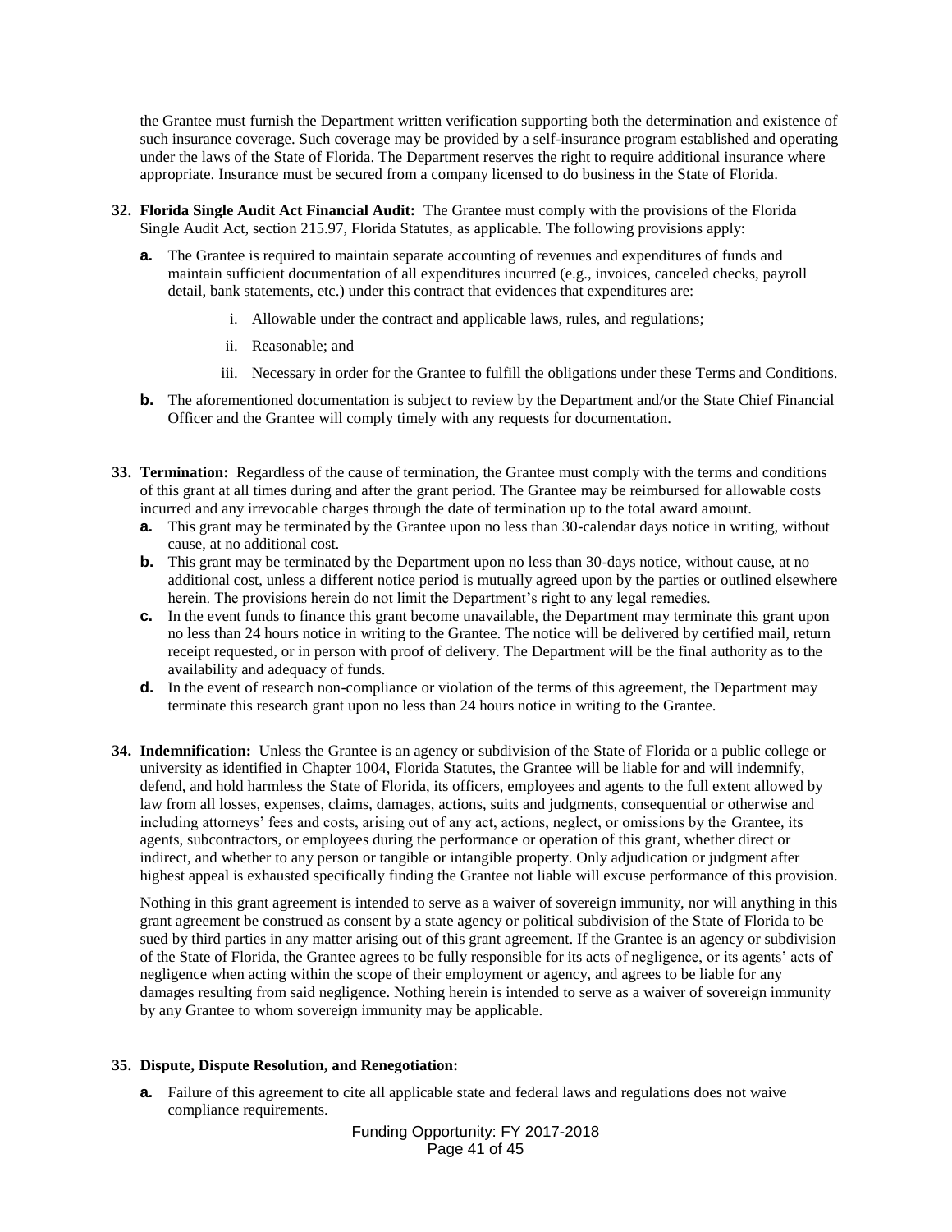the Grantee must furnish the Department written verification supporting both the determination and existence of such insurance coverage. Such coverage may be provided by a self-insurance program established and operating under the laws of the State of Florida. The Department reserves the right to require additional insurance where appropriate. Insurance must be secured from a company licensed to do business in the State of Florida.

**32. Florida Single Audit Act Financial Audit:** The Grantee must comply with the provisions of the Florida Single Audit Act, section 215.97, Florida Statutes, as applicable. The following provisions apply:

- **a.** The Grantee is required to maintain separate accounting of revenues and expenditures of funds and maintain sufficient documentation of all expenditures incurred (e.g., invoices, canceled checks, payroll detail, bank statements, etc.) under this contract that evidences that expenditures are:
    - i. Allowable under the contract and applicable laws, rules, and regulations;
    - ii. Reasonable; and
    - iii. Necessary in order for the Grantee to fulfill the obligations under these Terms and Conditions.
- **b.** The aforementioned documentation is subject to review by the Department and/or the State Chief Financial Officer and the Grantee will comply timely with any requests for documentation.

**33. Termination:** Regardless of the cause of termination, the Grantee must comply with the terms and conditions of this grant at all times during and after the grant period. The Grantee may be reimbursed for allowable costs incurred and any irrevocable charges through the date of termination up to the total award amount.

- **a.** This grant may be terminated by the Grantee upon no less than 30-calendar days notice in writing, without cause, at no additional cost.
- **b.** This grant may be terminated by the Department upon no less than 30-days notice, without cause, at no additional cost, unless a different notice period is mutually agreed upon by the parties or outlined elsewhere herein. The provisions herein do not limit the Department's right to any legal remedies.
- **c.** In the event funds to finance this grant become unavailable, the Department may terminate this grant upon no less than 24 hours notice in writing to the Grantee. The notice will be delivered by certified mail, return receipt requested, or in person with proof of delivery. The Department will be the final authority as to the availability and adequacy of funds.
- **d.** In the event of research non-compliance or violation of the terms of this agreement, the Department may terminate this research grant upon no less than 24 hours notice in writing to the Grantee.

**34. Indemnification:** Unless the Grantee is an agency or subdivision of the State of Florida or a public college or university as identified in Chapter 1004, Florida Statutes, the Grantee will be liable for and will indemnify, defend, and hold harmless the State of Florida, its officers, employees and agents to the full extent allowed by law from all losses, expenses, claims, damages, actions, suits and judgments, consequential or otherwise and including attorneys' fees and costs, arising out of any act, actions, neglect, or omissions by the Grantee, its agents, subcontractors, or employees during the performance or operation of this grant, whether direct or indirect, and whether to any person or tangible or intangible property. Only adjudication or judgment after highest appeal is exhausted specifically finding the Grantee not liable will excuse performance of this provision.

Nothing in this grant agreement is intended to serve as a waiver of sovereign immunity, nor will anything in this grant agreement be construed as consent by a state agency or political subdivision of the State of Florida to be sued by third parties in any matter arising out of this grant agreement. If the Grantee is an agency or subdivision of the State of Florida, the Grantee agrees to be fully responsible for its acts of negligence, or its agents' acts of negligence when acting within the scope of their employment or agency, and agrees to be liable for any damages resulting from said negligence. Nothing herein is intended to serve as a waiver of sovereign immunity by any Grantee to whom sovereign immunity may be applicable.

**35. Dispute, Dispute Resolution, and Renegotiation:**

- **a.** Failure of this agreement to cite all applicable state and federal laws and regulations does not waive compliance requirements.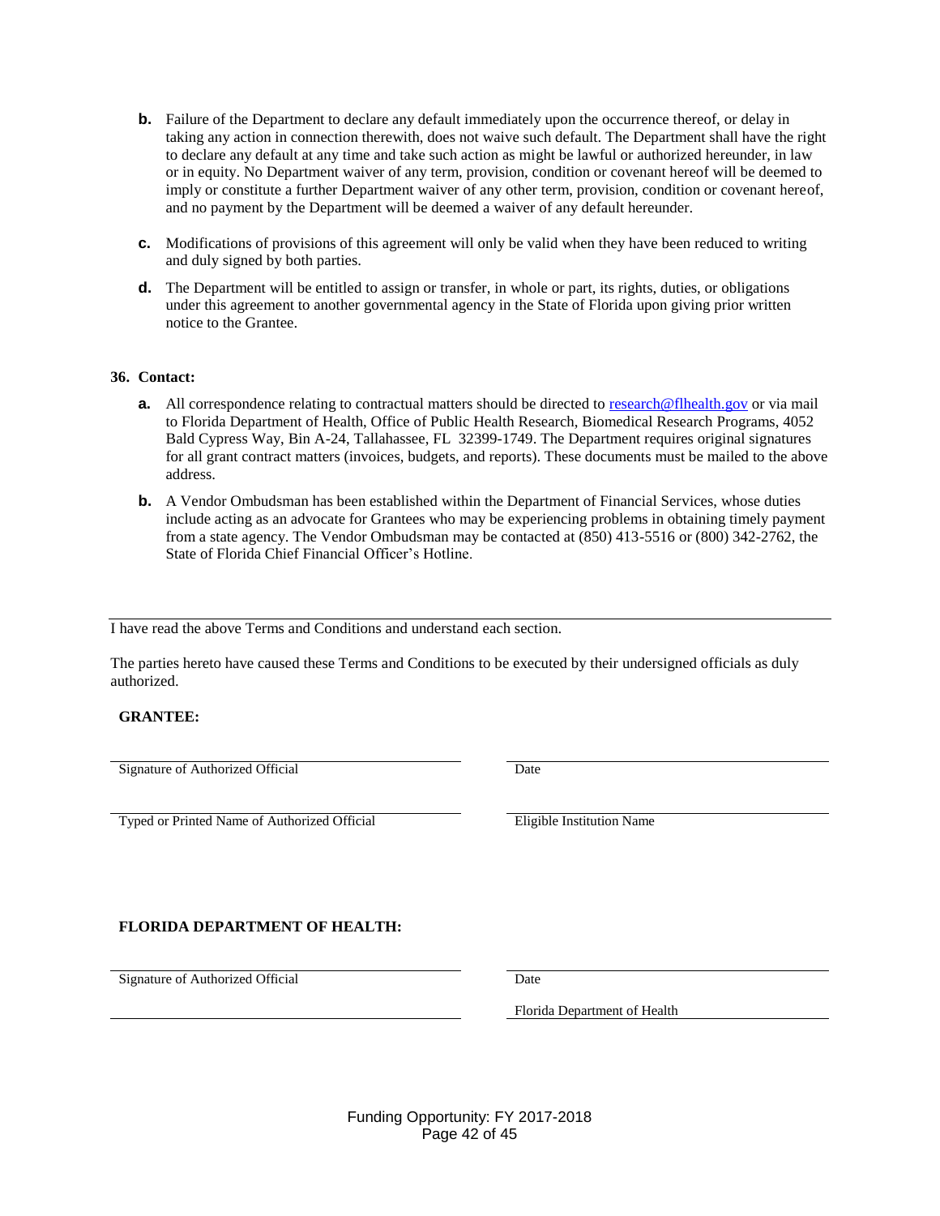**b.** Failure of the Department to declare any default immediately upon the occurrence thereof, or delay in taking any action in connection therewith, does not waive such default. The Department shall have the right to declare any default at any time and take such action as might be lawful or authorized hereunder, in law or in equity. No Department waiver of any term, provision, condition or covenant hereof will be deemed to imply or constitute a further Department waiver of any other term, provision, condition or covenant hereof, and no payment by the Department will be deemed a waiver of any default hereunder.

**c.** Modifications of provisions of this agreement will only be valid when they have been reduced to writing and duly signed by both parties.

**d.** The Department will be entitled to assign or transfer, in whole or part, its rights, duties, or obligations under this agreement to another governmental agency in the State of Florida upon giving prior written notice to the Grantee.

**36. Contact:**

**a.** All correspondence relating to contractual matters should be directed to research@flhealth.gov or via mail to Florida Department of Health, Office of Public Health Research, Biomedical Research Programs, 4052 Bald Cypress Way, Bin A-24, Tallahassee, FL 32399-1749. The Department requires original signatures for all grant contract matters (invoices, budgets, and reports). These documents must be mailed to the above address.

**b.** A Vendor Ombudsman has been established within the Department of Financial Services, whose duties include acting as an advocate for Grantees who may be experiencing problems in obtaining timely payment from a state agency. The Vendor Ombudsman may be contacted at (850) 413-5516 or (800) 342-2762, the State of Florida Chief Financial Officer's Hotline.

---

I have read the above Terms and Conditions and understand each section.

The parties hereto have caused these Terms and Conditions to be executed by their undersigned officials as duly authorized.

**GRANTEE:**

| | |
|---|---|
| Signature of Authorized Official | Date |
| Typed or Printed Name of Authorized Official | Eligible Institution Name |

**FLORIDA DEPARTMENT OF HEALTH:**

| | |
|---|---|
| Signature of Authorized Official | Date |
| | Florida Department of Health |

Funding Opportunity: FY 2017-2018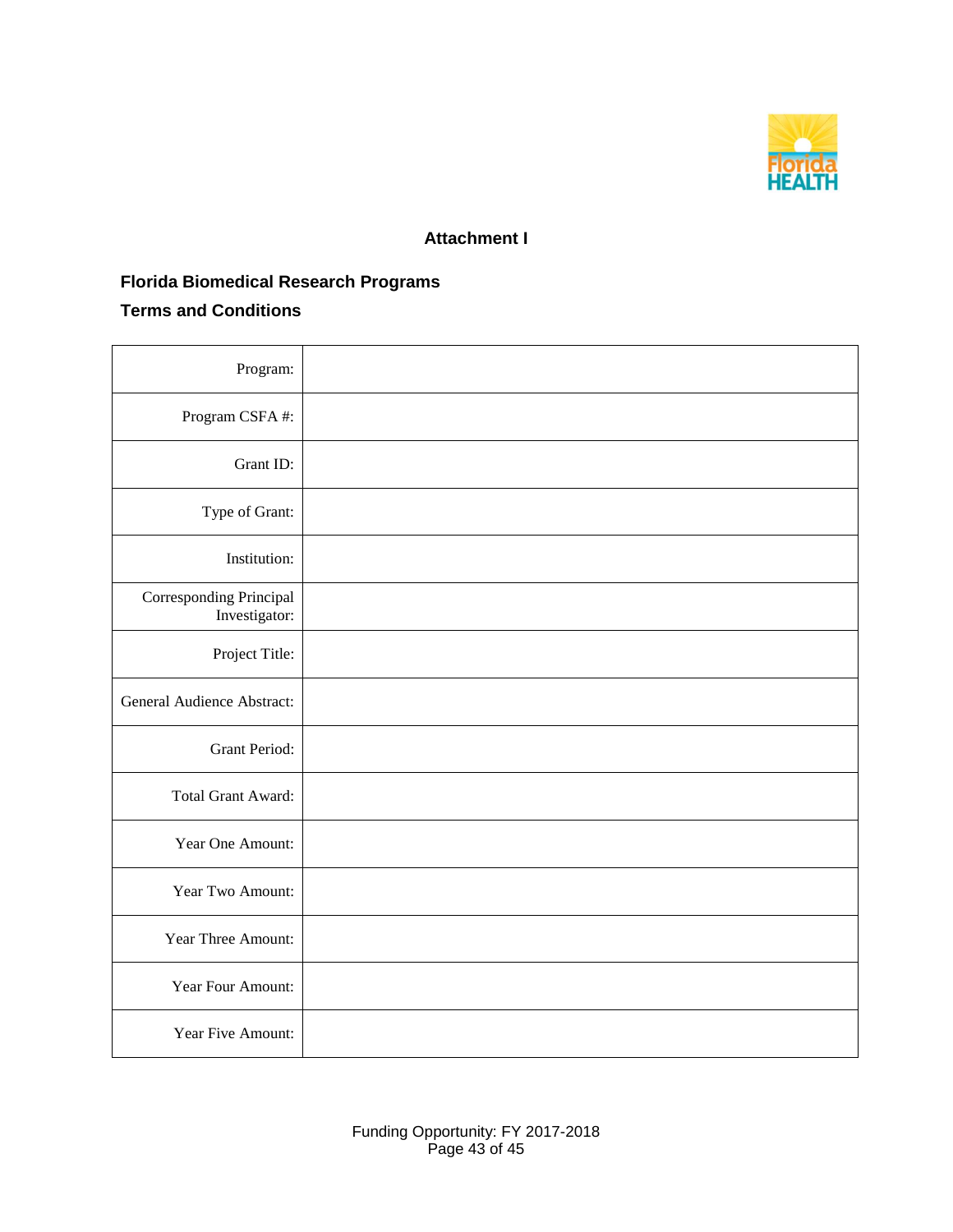**Attachment I**

**Florida Biomedical Research Programs**

**Terms and Conditions**

| | |
|---|---|
| Program: | |
| Program CSFA #: | |
| Grant ID: | |
| Type of Grant: | |
| Institution: | |
| Corresponding Principal Investigator: | |
| Project Title: | |
| General Audience Abstract: | |
| Grant Period: | |
| Total Grant Award: | |
| Year One Amount: | |
| Year Two Amount: | |
| Year Three Amount: | |
| Year Four Amount: | |
| Year Five Amount: | |

Funding Opportunity: FY 2017-2018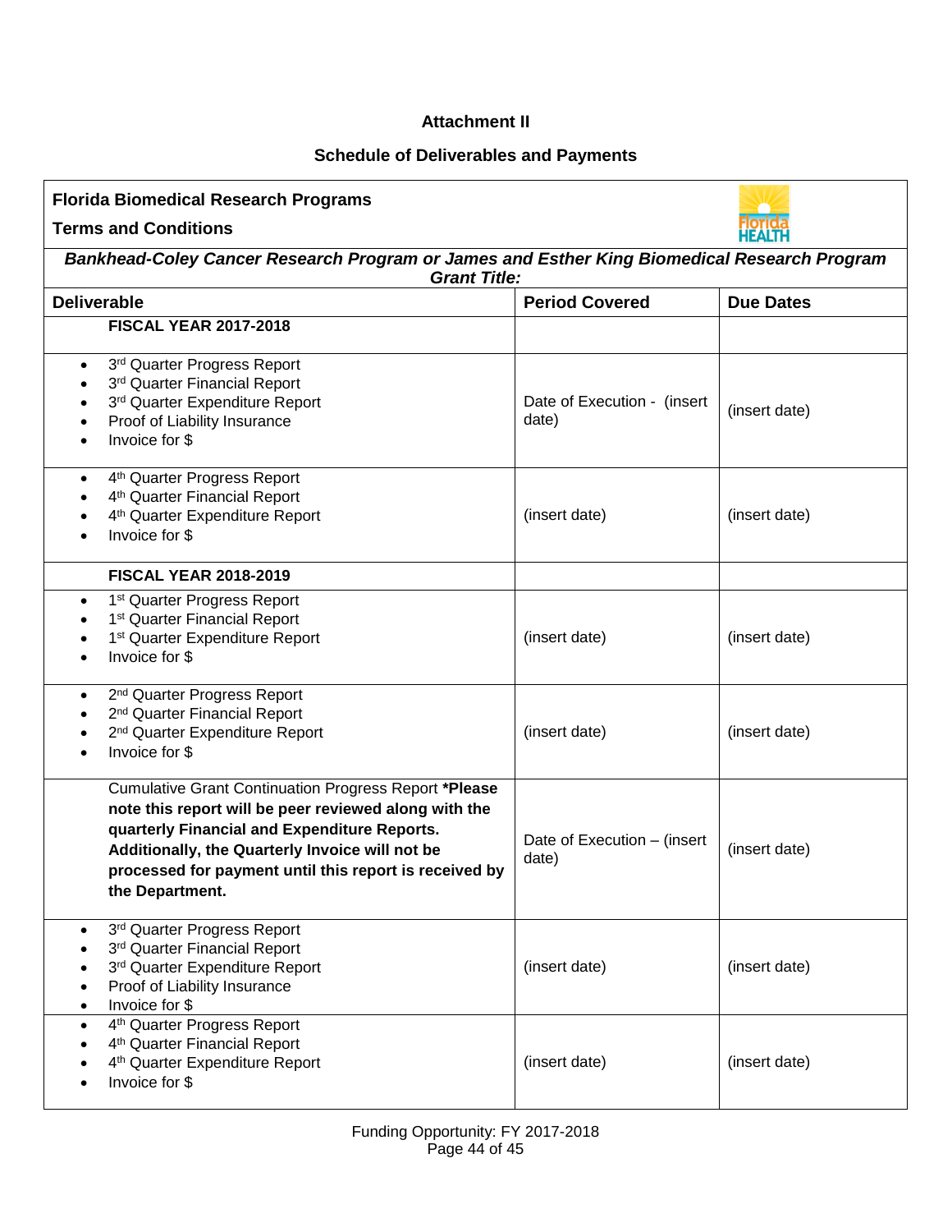**Attachment II**

**Schedule of Deliverables and Payments**

**Florida Biomedical Research Programs**

**Terms and Conditions**

***Bankhead-Coley Cancer Research Program or James and Esther King Biomedical Research Program***
***Grant Title:***

| Deliverable | Period Covered | Due Dates |
|---|---|---|
| **FISCAL YEAR 2017-2018** | | |
| • 3rd Quarter Progress Report<br>• 3rd Quarter Financial Report<br>• 3rd Quarter Expenditure Report<br>• Proof of Liability Insurance<br>• Invoice for $ | Date of Execution - (insert date) | (insert date) |
| • 4th Quarter Progress Report<br>• 4th Quarter Financial Report<br>• 4th Quarter Expenditure Report<br>• Invoice for $ | (insert date) | (insert date) |
| **FISCAL YEAR 2018-2019** | | |
| • 1st Quarter Progress Report<br>• 1st Quarter Financial Report<br>• 1st Quarter Expenditure Report<br>• Invoice for $ | (insert date) | (insert date) |
| • 2nd Quarter Progress Report<br>• 2nd Quarter Financial Report<br>• 2nd Quarter Expenditure Report<br>• Invoice for $ | (insert date) | (insert date) |
| Cumulative Grant Continuation Progress Report **\*Please note this report will be peer reviewed along with the quarterly Financial and Expenditure Reports. Additionally, the Quarterly Invoice will not be processed for payment until this report is received by the Department.** | Date of Execution – (insert date) | (insert date) |
| • 3rd Quarter Progress Report<br>• 3rd Quarter Financial Report<br>• 3rd Quarter Expenditure Report<br>• Proof of Liability Insurance<br>• Invoice for $ | (insert date) | (insert date) |
| • 4th Quarter Progress Report<br>• 4th Quarter Financial Report<br>• 4th Quarter Expenditure Report<br>• Invoice for $ | (insert date) | (insert date) |

Funding Opportunity: FY 2017-2018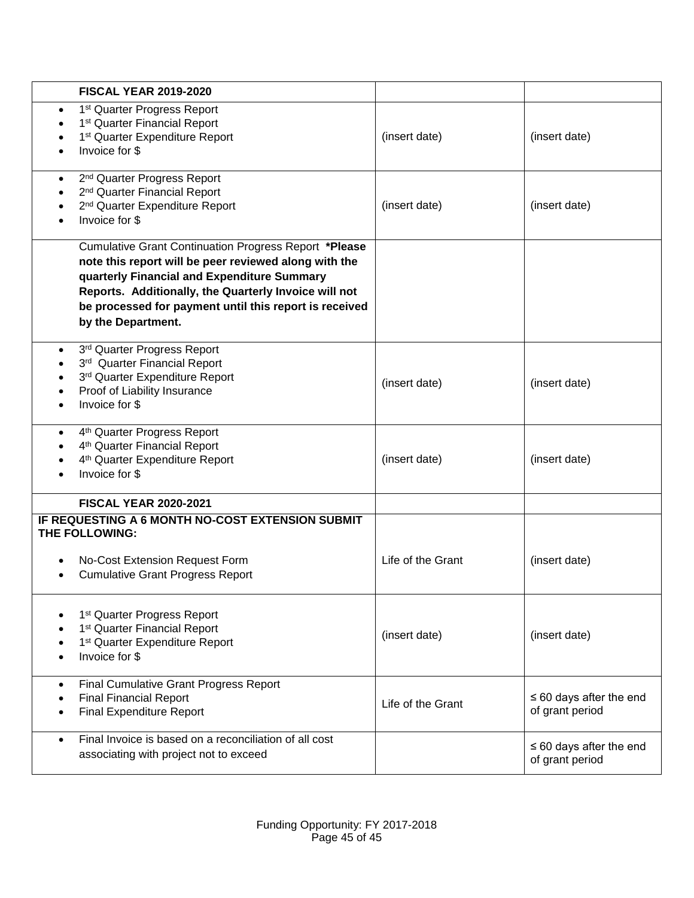| | | |
|---|---|---|
| **FISCAL YEAR 2019-2020** | | |
| • 1st Quarter Progress Report<br>• 1st Quarter Financial Report<br>• 1st Quarter Expenditure Report<br>• Invoice for $ | (insert date) | (insert date) |
| • 2nd Quarter Progress Report<br>• 2nd Quarter Financial Report<br>• 2nd Quarter Expenditure Report<br>• Invoice for $ | (insert date) | (insert date) |
| Cumulative Grant Continuation Progress Report **\*Please note this report will be peer reviewed along with the quarterly Financial and Expenditure Summary Reports. Additionally, the Quarterly Invoice will not be processed for payment until this report is received by the Department.** | | |
| • 3rd Quarter Progress Report<br>• 3rd Quarter Financial Report<br>• 3rd Quarter Expenditure Report<br>• Proof of Liability Insurance<br>• Invoice for $ | (insert date) | (insert date) |
| • 4th Quarter Progress Report<br>• 4th Quarter Financial Report<br>• 4th Quarter Expenditure Report<br>• Invoice for $ | (insert date) | (insert date) |
| **FISCAL YEAR 2020-2021** | | |
| **IF REQUESTING A 6 MONTH NO-COST EXTENSION SUBMIT THE FOLLOWING:**<br>• No-Cost Extension Request Form<br>• Cumulative Grant Progress Report | Life of the Grant | (insert date) |
| • 1st Quarter Progress Report<br>• 1st Quarter Financial Report<br>• 1st Quarter Expenditure Report<br>• Invoice for $ | (insert date) | (insert date) |
| • Final Cumulative Grant Progress Report<br>• Final Financial Report<br>• Final Expenditure Report | Life of the Grant | ≤ 60 days after the end of grant period |
| • Final Invoice is based on a reconciliation of all cost associating with project not to exceed | | ≤ 60 days after the end of grant period |